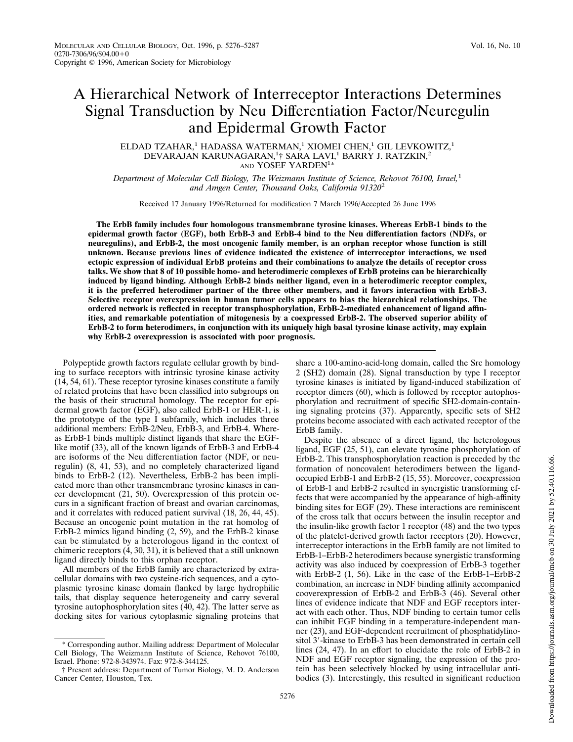# A Hierarchical Network of Interreceptor Interactions Determines Signal Transduction by Neu Differentiation Factor/Neuregulin and Epidermal Growth Factor

ELDAD TZAHAR,[1] HADASSA WATERMAN,[1] XIOMEI CHEN,[1] GIL LEVKOWITZ,[1] DEVARAJAN KARUNAGARAN,[1]† SARA LAVI,[1] BARRY J. RATZKIN,[2] AND YOSEF YARDEN[1]*

*Department of Molecular Cell Biology, The Weizmann Institute of Science, Rehovot 76100, Israel,[1] and Amgen Center, Thousand Oaks, California 91320[2]*

Received 17 January 1996/Returned for modification 7 March 1996/Accepted 26 June 1996

**The ErbB family includes four homologous transmembrane tyrosine kinases. Whereas ErbB-1 binds to the epidermal growth factor (EGF), both ErbB-3 and ErbB-4 bind to the Neu differentiation factors (NDFs, or neuregulins), and ErbB-2, the most oncogenic family member, is an orphan receptor whose function is still unknown. Because previous lines of evidence indicated the existence of interreceptor interactions, we used ectopic expression of individual ErbB proteins and their combinations to analyze the details of receptor cross talks. We show that 8 of 10 possible homo- and heterodimeric complexes of ErbB proteins can be hierarchically induced by ligand binding. Although ErbB-2 binds neither ligand, even in a heterodimeric receptor complex, it is the preferred heterodimer partner of the three other members, and it favors interaction with ErbB-3. Selective receptor overexpression in human tumor cells appears to bias the hierarchical relationships. The ordered network is reflected in receptor transphosphorylation, ErbB-2-mediated enhancement of ligand affinities, and remarkable potentiation of mitogenesis by a coexpressed ErbB-2. The observed superior ability of ErbB-2 to form heterodimers, in conjunction with its uniquely high basal tyrosine kinase activity, may explain why ErbB-2 overexpression is associated with poor prognosis.**

Polypeptide growth factors regulate cellular growth by binding to surface receptors with intrinsic tyrosine kinase activity (14, 54, 61). These receptor tyrosine kinases constitute a family of related proteins that have been classified into subgroups on the basis of their structural homology. The receptor for epidermal growth factor (EGF), also called ErbB-1 or HER-1, is the prototype of the type I subfamily, which includes three additional members: ErbB-2/Neu, ErbB-3, and ErbB-4. Whereas ErbB-1 binds multiple distinct ligands that share the EGF-like motif (33), all of the known ligands of ErbB-3 and ErbB-4 are isoforms of the Neu differentiation factor (NDF, or neuregulin) (8, 41, 53), and no completely characterized ligand binds to ErbB-2 (12). Nevertheless, ErbB-2 has been implicated more than other transmembrane tyrosine kinases in cancer development (21, 50). Overexpression of this protein occurs in a significant fraction of breast and ovarian carcinomas, and it correlates with reduced patient survival (18, 26, 44, 45). Because an oncogenic point mutation in the rat homolog of ErbB-2 mimics ligand binding (2, 59), and the ErbB-2 kinase can be stimulated by a heterologous ligand in the context of chimeric receptors (4, 30, 31), it is believed that a still unknown ligand directly binds to this orphan receptor.

All members of the ErbB family are characterized by extracellular domains with two cysteine-rich sequences, and a cytoplasmic tyrosine kinase domain flanked by large hydrophilic tails, that display sequence heterogeneity and carry several tyrosine autophosphorylation sites (40, 42). The latter serve as docking sites for various cytoplasmic signaling proteins that share a 100-amino-acid-long domain, called the Src homology 2 (SH2) domain (28). Signal transduction by type I receptor tyrosine kinases is initiated by ligand-induced stabilization of receptor dimers (60), which is followed by receptor autophosphorylation and recruitment of specific SH2-domain-containing signaling proteins (37). Apparently, specific sets of SH2 proteins become associated with each activated receptor of the ErbB family.

Despite the absence of a direct ligand, the heterologous ligand, EGF (25, 51), can elevate tyrosine phosphorylation of ErbB-2. This transphosphorylation reaction is preceded by the formation of noncovalent heterodimers between the ligand-occupied ErbB-1 and ErbB-2 (15, 55). Moreover, coexpression of ErbB-1 and ErbB-2 resulted in synergistic transforming effects that were accompanied by the appearance of high-affinity binding sites for EGF (29). These interactions are reminiscent of the cross talk that occurs between the insulin receptor and the insulin-like growth factor 1 receptor (48) and the two types of the platelet-derived growth factor receptors (20). However, interreceptor interactions in the ErbB family are not limited to ErbB-1–ErbB-2 heterodimers because synergistic transforming activity was also induced by coexpression of ErbB-3 together with ErbB-2 (1, 56). Like in the case of the ErbB-1–ErbB-2 combination, an increase in NDF binding affinity accompanied cooverexpression of ErbB-2 and ErbB-3 (46). Several other lines of evidence indicate that NDF and EGF receptors interact with each other. Thus, NDF binding to certain tumor cells can inhibit EGF binding in a temperature-independent manner (23), and EGF-dependent recruitment of phosphatidylinositol 3′-kinase to ErbB-3 has been demonstrated in certain cell lines (24, 47). In an effort to elucidate the role of ErbB-2 in NDF and EGF receptor signaling, the expression of the protein has been selectively blocked by using intracellular antibodies (3). Interestingly, this resulted in significant reduction

\* Corresponding author. Mailing address: Department of Molecular Cell Biology, The Weizmann Institute of Science, Rehovot 76100, Israel. Phone: 972-8-343974. Fax: 972-8-344125.

† Present address: Department of Tumor Biology, M. D. Anderson Cancer Center, Houston, Tex.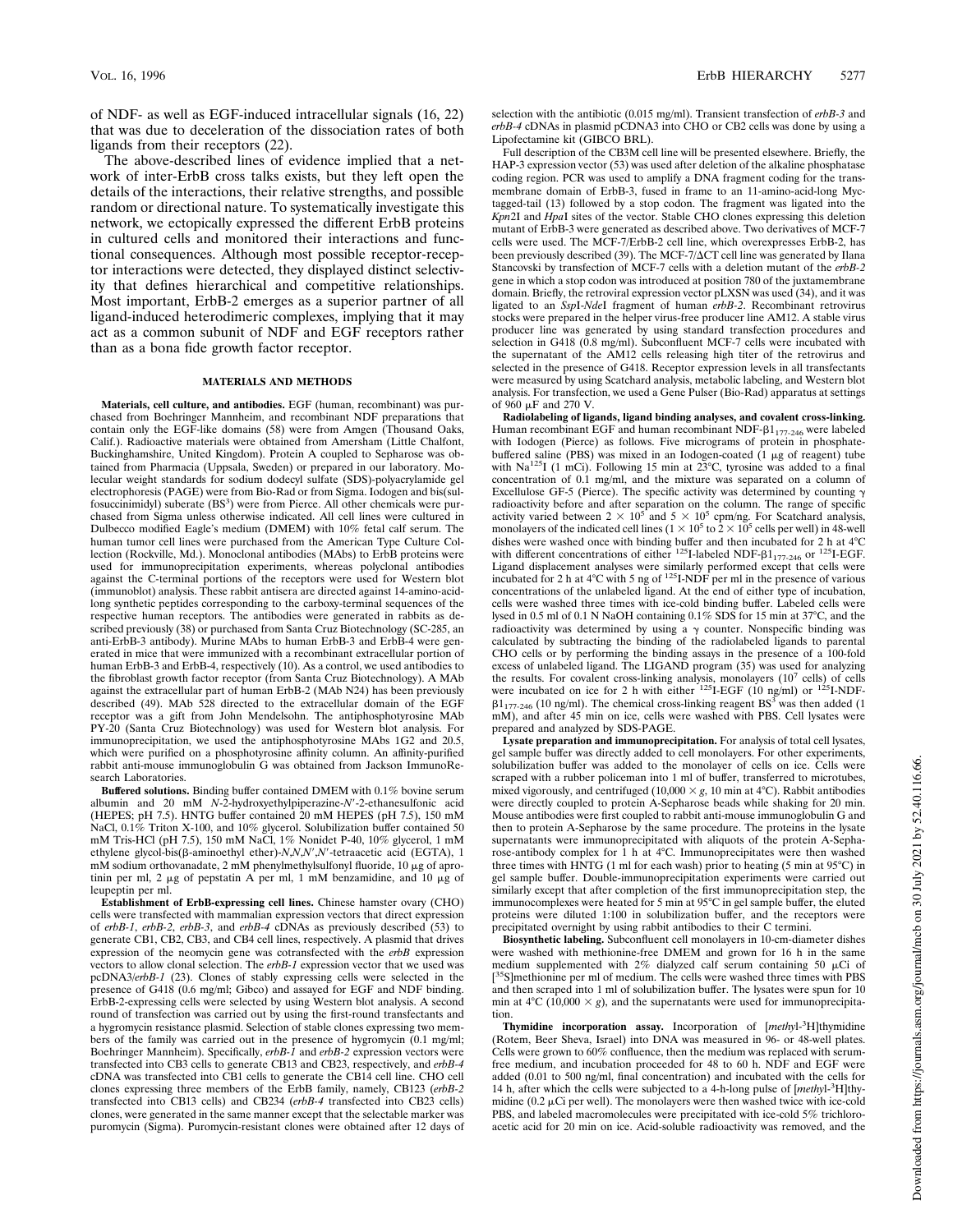of NDF- as well as EGF-induced intracellular signals (16, 22) that was due to deceleration of the dissociation rates of both ligands from their receptors (22).

The above-described lines of evidence implied that a network of inter-ErbB cross talks exists, but they left open the details of the interactions, their relative strengths, and possible random or directional nature. To systematically investigate this network, we ectopically expressed the different ErbB proteins in cultured cells and monitored their interactions and functional consequences. Although most possible receptor-receptor interactions were detected, they displayed distinct selectivity that defines hierarchical and competitive relationships. Most important, ErbB-2 emerges as a superior partner of all ligand-induced heterodimeric complexes, implying that it may act as a common subunit of NDF and EGF receptors rather than as a bona fide growth factor receptor.

## MATERIALS AND METHODS

**Materials, cell culture, and antibodies.** EGF (human, recombinant) was purchased from Boehringer Mannheim, and recombinant NDF preparations that contain only the EGF-like domains (58) were from Amgen (Thousand Oaks, Calif.). Radioactive materials were obtained from Amersham (Little Chalfont, Buckinghamshire, United Kingdom). Protein A coupled to Sepharose was obtained from Pharmacia (Uppsala, Sweden) or prepared in our laboratory. Molecular weight standards for sodium dodecyl sulfate (SDS)-polyacrylamide gel electrophoresis (PAGE) were from Bio-Rad or from Sigma. Iodogen and bis(sulfosuccinimidyl) suberate ($BS^3$) were from Pierce. All other chemicals were purchased from Sigma unless otherwise indicated. All cell lines were cultured in Dulbecco modified Eagle's medium (DMEM) with 10% fetal calf serum. The human tumor cell lines were purchased from the American Type Culture Collection (Rockville, Md.). Monoclonal antibodies (MAbs) to ErbB proteins were used for immunoprecipitation experiments, whereas polyclonal antibodies against the C-terminal portions of the receptors were used for Western blot (immunoblot) analysis. These rabbit antisera are directed against 14-amino-acid-long synthetic peptides corresponding to the carboxy-terminal sequences of the respective human receptors. The antibodies were generated in rabbits as described previously (38) or purchased from Santa Cruz Biotechnology (SC-285, an anti-ErbB-3 antibody). Murine MAbs to human ErbB-3 and ErbB-4 were generated in mice that were immunized with a recombinant extracellular portion of human ErbB-3 and ErbB-4, respectively (10). As a control, we used antibodies to the fibroblast growth factor receptor (from Santa Cruz Biotechnology). A MAb against the extracellular part of human ErbB-2 (MAb N24) has been previously described (49). MAb 528 directed to the extracellular domain of the EGF receptor was a gift from John Mendelsohn. The antiphosphotyrosine MAb PY-20 (Santa Cruz Biotechnology) was used for Western blot analysis. For immunoprecipitation, we used the antiphosphotyrosine MAbs 1G2 and 20.5, which were purified on a phosphotyrosine affinity column. An affinity-purified rabbit anti-mouse immunoglobulin G was obtained from Jackson ImmunoResearch Laboratories.

**Buffered solutions.** Binding buffer contained DMEM with 0.1% bovine serum albumin and 20 mM *N*-2-hydroxyethylpiperazine-*N'*-2-ethanesulfonic acid (HEPES; pH 7.5). HNTG buffer contained 20 mM HEPES (pH 7.5), 150 mM NaCl, 0.1% Triton X-100, and 10% glycerol. Solubilization buffer contained 50 mM Tris-HCl (pH 7.5), 150 mM NaCl, 1% Nonidet P-40, 10% glycerol, 1 mM ethylene glycol-bis(β-aminoethyl ether)-*N,N,N',N'*-tetraacetic acid (EGTA), 1 mM sodium orthovanadate, 2 mM phenylmethylsulfonyl fluoride, 10 μg of aprotinin per ml, 2 μg of pepstatin A per ml, 1 mM benzamidine, and 10 μg of leupeptin per ml.

**Establishment of ErbB-expressing cell lines.** Chinese hamster ovary (CHO) cells were transfected with mammalian expression vectors that direct expression of *erbB-1*, *erbB-2*, *erbB-3*, and *erbB-4* cDNAs as previously described (53) to generate CB1, CB2, CB3, and CB4 cell lines, respectively. A plasmid that drives expression of the neomycin gene was cotransfected with the *erbB* expression vectors to allow clonal selection. The *erbB-1* expression vector that we used was pcDNA3/*erbB-1* (23). Clones of stably expressing cells were selected in the presence of G418 (0.6 mg/ml; Gibco) and assayed for EGF and NDF binding. ErbB-2-expressing cells were selected by using Western blot analysis. A second round of transfection was carried out by using the first-round transfectants and a hygromycin resistance plasmid. Selection of stable clones expressing two members of the family was carried out in the presence of hygromycin (0.1 mg/ml; Boehringer Mannheim). Specifically, *erbB-1* and *erbB-2* expression vectors were transfected into CB3 cells to generate CB13 and CB23, respectively, and *erbB-4* cDNA was transfected into CB1 cells to generate the CB14 cell line. CHO cell clones expressing three members of the ErbB family, namely, CB123 (*erbB-2* transfected into CB13 cells) and CB234 (*erbB-4* transfected into CB23 cells) clones, were generated in the same manner except that the selectable marker was puromycin (Sigma). Puromycin-resistant clones were obtained after 12 days of selection with the antibiotic (0.015 mg/ml). Transient transfection of *erbB-3* and *erbB-4* cDNAs in plasmid pcDNA3 into CHO or CB2 cells was done by using a Lipofectamine kit (GIBCO BRL).

Full description of the CB3M cell line will be presented elsewhere. Briefly, the HAP-3 expression vector (53) was used after deletion of the alkaline phosphatase coding region. PCR was used to amplify a DNA fragment coding for the transmembrane domain of ErbB-3, fused in frame to an 11-amino-acid-long Myc-tagged-tail (13) followed by a stop codon. The fragment was ligated into the *Kpn*2I and *Hpa*I sites of the vector. Stable CHO clones expressing this deletion mutant of ErbB-3 were generated as described above. Two derivatives of MCF-7 cells were used. The MCF-7/ErbB-2 cell line, which overexpresses ErbB-2, has been previously described (39). The MCF-7/ΔCT cell line was generated by Ilana Stancovski by transfection of MCF-7 cells with a deletion mutant of the *erbB-2* gene in which a stop codon was introduced at position 780 of the juxtamembrane domain. Briefly, the retroviral expression vector pLXSN was used (34), and it was ligated to an *Ssp*I-*Nde*I fragment of human *erbB-2*. Recombinant retrovirus stocks were prepared in the helper virus-free producer line AM12. A stable virus producer line was generated by using standard transfection procedures and selection in G418 (0.8 mg/ml). Subconfluent MCF-7 cells were incubated with the supernatant of the AM12 cells releasing high titer of the retrovirus and selected in the presence of G418. Receptor expression levels in all transfectants were measured by using Scatchard analysis, metabolic labeling, and Western blot analysis. For transfection, we used a Gene Pulser (Bio-Rad) apparatus at settings of 960 μF and 270 V.

**Radiolabeling of ligands, ligand binding analyses, and covalent cross-linking.** Human recombinant EGF and human recombinant NDF-$\beta1_{177\text{-}246}$ were labeled with Iodogen (Pierce) as follows. Five micrograms of protein in phosphate-buffered saline (PBS) was mixed in an Iodogen-coated (1 μg of reagent) tube with $Na^{125}I$ (1 mCi). Following 15 min at 23°C, tyrosine was added to a final concentration of 0.1 mg/ml, and the mixture was separated on a column of Excellulose GF-5 (Pierce). The specific activity was determined by counting γ radioactivity before and after separation on the column. The range of specific activity varied between $2 \times 10^5$ and $5 \times 10^5$ cpm/ng. For Scatchard analysis, monolayers of the indicated cell lines ($1 \times 10^5$ to $2 \times 10^5$ cells per well) in 48-well dishes were washed once with binding buffer and then incubated for 2 h at 4°C with different concentrations of either $^{125}$I-labeled NDF-$\beta1_{177\text{-}246}$ or $^{125}$I-EGF. Ligand displacement analyses were similarly performed except that cells were incubated for 2 h at 4°C with 5 ng of $^{125}$I-NDF per ml in the presence of various concentrations of the unlabeled ligand. At the end of either type of incubation, cells were washed three times with ice-cold binding buffer. Labeled cells were lysed in 0.5 ml of 0.1 N NaOH containing 0.1% SDS for 15 min at 37°C, and the radioactivity was determined by using a γ counter. Nonspecific binding was calculated by subtracting the binding of the radiolabeled ligands to parental CHO cells or by performing the binding assays in the presence of a 100-fold excess of unlabeled ligand. The LIGAND program (35) was used for analyzing the results. For covalent cross-linking analysis, monolayers ($10^7$ cells) of cells were incubated on ice for 2 h with either $^{125}$I-EGF (10 ng/ml) or $^{125}$I-NDF-$\beta1_{177\text{-}246}$ (10 ng/ml). The chemical cross-linking reagent $BS^3$ was then added (1 mM), and after 45 min on ice, cells were washed with PBS. Cell lysates were prepared and analyzed by SDS-PAGE.

**Lysate preparation and immunoprecipitation.** For analysis of total cell lysates, gel sample buffer was directly added to cell monolayers. For other experiments, solubilization buffer was added to the monolayer of cells on ice. Cells were scraped with a rubber policeman into 1 ml of buffer, transferred to microtubes, mixed vigorously, and centrifuged (10,000 × *g*, 10 min at 4°C). Rabbit antibodies were directly coupled to protein A-Sepharose beads while shaking for 20 min. Mouse antibodies were first coupled to rabbit anti-mouse immunoglobulin G and then to protein A-Sepharose by the same procedure. The proteins in the lysate supernatants were immunoprecipitated with aliquots of the protein A-Sepharose-antibody complex for 1 h at 4°C. Immunoprecipitates were then washed three times with HNTG (1 ml for each wash) prior to heating (5 min at 95°C) in gel sample buffer. Double-immunoprecipitation experiments were carried out similarly except that after completion of the first immunoprecipitation step, the immunocomplexes were heated for 5 min at 95°C in gel sample buffer, the eluted proteins were diluted 1:100 in solubilization buffer, and the receptors were precipitated overnight by using rabbit antibodies to their C termini.

**Biosynthetic labeling.** Subconfluent cell monolayers in 10-cm-diameter dishes were washed with methionine-free DMEM and grown for 16 h in the same medium supplemented with 2% dialyzed calf serum containing 50 μCi of [$^{35}$S]methionine per ml of medium. The cells were washed three times with PBS and then scraped into 1 ml of solubilization buffer. The lysates were spun for 10 min at 4°C (10,000 × *g*), and the supernatants were used for immunoprecipitation.

**Thymidine incorporation assay.** Incorporation of [*methyl*-$^3$H]thymidine (Rotem, Beer Sheva, Israel) into DNA was measured in 96- or 48-well plates. Cells were grown to 60% confluence, then the medium was replaced with serum-free medium, and incubation proceeded for 48 to 60 h. NDF and EGF were added (0.01 to 500 ng/ml, final concentration) and incubated with the cells for 14 h, after which the cells were subjected to a 4-h-long pulse of [*methyl*-$^3$H]thymidine (0.2 μCi per well). The monolayers were then washed twice with ice-cold PBS, and labeled macromolecules were precipitated with ice-cold 5% trichloroacetic acid for 20 min on ice. Acid-soluble radioactivity was removed, and the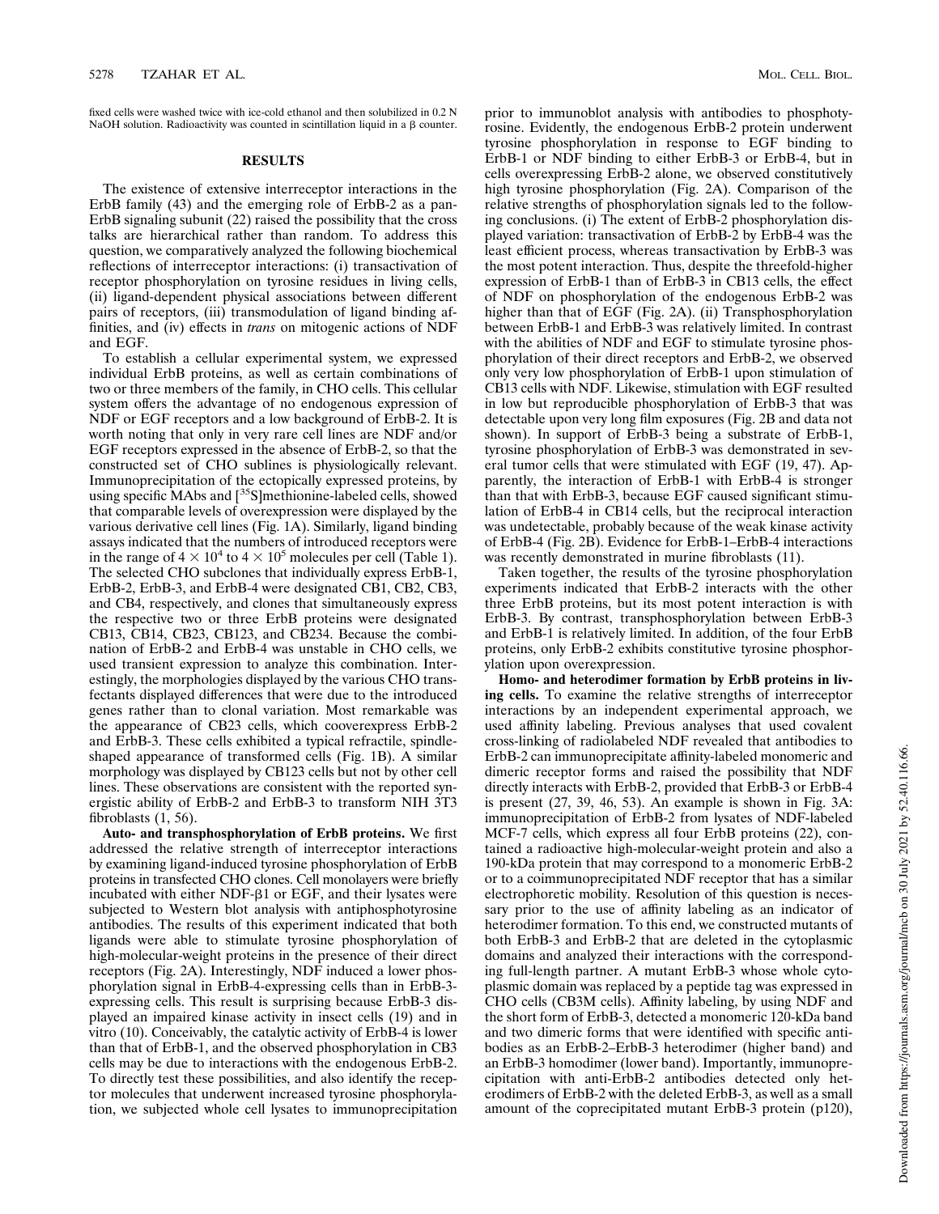fixed cells were washed twice with ice-cold ethanol and then solubilized in 0.2 N NaOH solution. Radioactivity was counted in scintillation liquid in a β counter.

## RESULTS

The existence of extensive interreceptor interactions in the ErbB family (43) and the emerging role of ErbB-2 as a pan-ErbB signaling subunit (22) raised the possibility that the cross talks are hierarchical rather than random. To address this question, we comparatively analyzed the following biochemical reflections of interreceptor interactions: (i) transactivation of receptor phosphorylation on tyrosine residues in living cells, (ii) ligand-dependent physical associations between different pairs of receptors, (iii) transmodulation of ligand binding affinities, and (iv) effects in *trans* on mitogenic actions of NDF and EGF.

To establish a cellular experimental system, we expressed individual ErbB proteins, as well as certain combinations of two or three members of the family, in CHO cells. This cellular system offers the advantage of no endogenous expression of NDF or EGF receptors and a low background of ErbB-2. It is worth noting that only in very rare cell lines are NDF and/or EGF receptors expressed in the absence of ErbB-2, so that the constructed set of CHO sublines is physiologically relevant. Immunoprecipitation of the ectopically expressed proteins, by using specific MAbs and [$^{35}$S]methionine-labeled cells, showed that comparable levels of overexpression were displayed by the various derivative cell lines (Fig. 1A). Similarly, ligand binding assays indicated that the numbers of introduced receptors were in the range of $4 \times 10^4$ to $4 \times 10^5$ molecules per cell (Table 1). The selected CHO subclones that individually express ErbB-1, ErbB-2, ErbB-3, and ErbB-4 were designated CB1, CB2, CB3, and CB4, respectively, and clones that simultaneously express the respective two or three ErbB proteins were designated CB13, CB14, CB23, CB123, and CB234. Because the combination of ErbB-2 and ErbB-4 was unstable in CHO cells, we used transient expression to analyze this combination. Interestingly, the morphologies displayed by the various CHO transfectants displayed differences that were due to the introduced genes rather than to clonal variation. Most remarkable was the appearance of CB23 cells, which cooverexpress ErbB-2 and ErbB-3. These cells exhibited a typical refractile, spindle-shaped appearance of transformed cells (Fig. 1B). A similar morphology was displayed by CB123 cells but not by other cell lines. These observations are consistent with the reported synergistic ability of ErbB-2 and ErbB-3 to transform NIH 3T3 fibroblasts (1, 56).

**Auto- and transphosphorylation of ErbB proteins.** We first addressed the relative strength of interreceptor interactions by examining ligand-induced tyrosine phosphorylation of ErbB proteins in transfected CHO clones. Cell monolayers were briefly incubated with either NDF-β1 or EGF, and their lysates were subjected to Western blot analysis with antiphosphotyrosine antibodies. The results of this experiment indicated that both ligands were able to stimulate tyrosine phosphorylation of high-molecular-weight proteins in the presence of their direct receptors (Fig. 2A). Interestingly, NDF induced a lower phosphorylation signal in ErbB-4-expressing cells than in ErbB-3-expressing cells. This result is surprising because ErbB-3 displayed an impaired kinase activity in insect cells (19) and in vitro (10). Conceivably, the catalytic activity of ErbB-4 is lower than that of ErbB-1, and the observed phosphorylation in CB3 cells may be due to interactions with the endogenous ErbB-2. To directly test these possibilities, and also identify the receptor molecules that underwent increased tyrosine phosphorylation, we subjected whole cell lysates to immunoprecipitation prior to immunoblot analysis with antibodies to phosphotyrosine. Evidently, the endogenous ErbB-2 protein underwent tyrosine phosphorylation in response to EGF binding to ErbB-1 or NDF binding to either ErbB-3 or ErbB-4, but in cells overexpressing ErbB-2 alone, we observed constitutively high tyrosine phosphorylation (Fig. 2A). Comparison of the relative strengths of phosphorylation signals led to the following conclusions. (i) The extent of ErbB-2 phosphorylation displayed variation: transactivation of ErbB-2 by ErbB-4 was the least efficient process, whereas transactivation by ErbB-3 was the most potent interaction. Thus, despite the threefold-higher expression of ErbB-1 than of ErbB-3 in CB13 cells, the effect of NDF on phosphorylation of the endogenous ErbB-2 was higher than that of EGF (Fig. 2A). (ii) Transphosphorylation between ErbB-1 and ErbB-3 was relatively limited. In contrast with the abilities of NDF and EGF to stimulate tyrosine phosphorylation of their direct receptors and ErbB-2, we observed only very low phosphorylation of ErbB-1 upon stimulation of CB13 cells with NDF. Likewise, stimulation with EGF resulted in low but reproducible phosphorylation of ErbB-3 that was detectable upon very long film exposures (Fig. 2B and data not shown). In support of ErbB-3 being a substrate of ErbB-1, tyrosine phosphorylation of ErbB-3 was demonstrated in several tumor cells that were stimulated with EGF (19, 47). Apparently, the interaction of ErbB-1 with ErbB-4 is stronger than that with ErbB-3, because EGF caused significant stimulation of ErbB-4 in CB14 cells, but the reciprocal interaction was undetectable, probably because of the weak kinase activity of ErbB-4 (Fig. 2B). Evidence for ErbB-1–ErbB-4 interactions was recently demonstrated in murine fibroblasts (11).

Taken together, the results of the tyrosine phosphorylation experiments indicated that ErbB-2 interacts with the other three ErbB proteins, but its most potent interaction is with ErbB-3. By contrast, transphosphorylation between ErbB-3 and ErbB-1 is relatively limited. In addition, of the four ErbB proteins, only ErbB-2 exhibits constitutive tyrosine phosphorylation upon overexpression.

**Homo- and heterodimer formation by ErbB proteins in living cells.** To examine the relative strengths of interreceptor interactions by an independent experimental approach, we used affinity labeling. Previous analyses that used covalent cross-linking of radiolabeled NDF revealed that antibodies to ErbB-2 can immunoprecipitate affinity-labeled monomeric and dimeric receptor forms and raised the possibility that NDF directly interacts with ErbB-2, provided that ErbB-3 or ErbB-4 is present (27, 39, 46, 53). An example is shown in Fig. 3A: immunoprecipitation of ErbB-2 from lysates of NDF-labeled MCF-7 cells, which express all four ErbB proteins (22), contained a radioactive high-molecular-weight protein and also a 190-kDa protein that may correspond to a monomeric ErbB-2 or to a coimmunoprecipitated NDF receptor that has a similar electrophoretic mobility. Resolution of this question is necessary prior to the use of affinity labeling as an indicator of heterodimer formation. To this end, we constructed mutants of both ErbB-3 and ErbB-2 that are deleted in the cytoplasmic domains and analyzed their interactions with the corresponding full-length partner. A mutant ErbB-3 whose whole cytoplasmic domain was replaced by a peptide tag was expressed in CHO cells (CB3M cells). Affinity labeling, by using NDF and the short form of ErbB-3, detected a monomeric 120-kDa band and two dimeric forms that were identified with specific antibodies as an ErbB-2–ErbB-3 heterodimer (higher band) and an ErbB-3 homodimer (lower band). Importantly, immunoprecipitation with anti-ErbB-2 antibodies detected only heterodimers of ErbB-2 with the deleted ErbB-3, as well as a small amount of the coprecipitated mutant ErbB-3 protein (p120),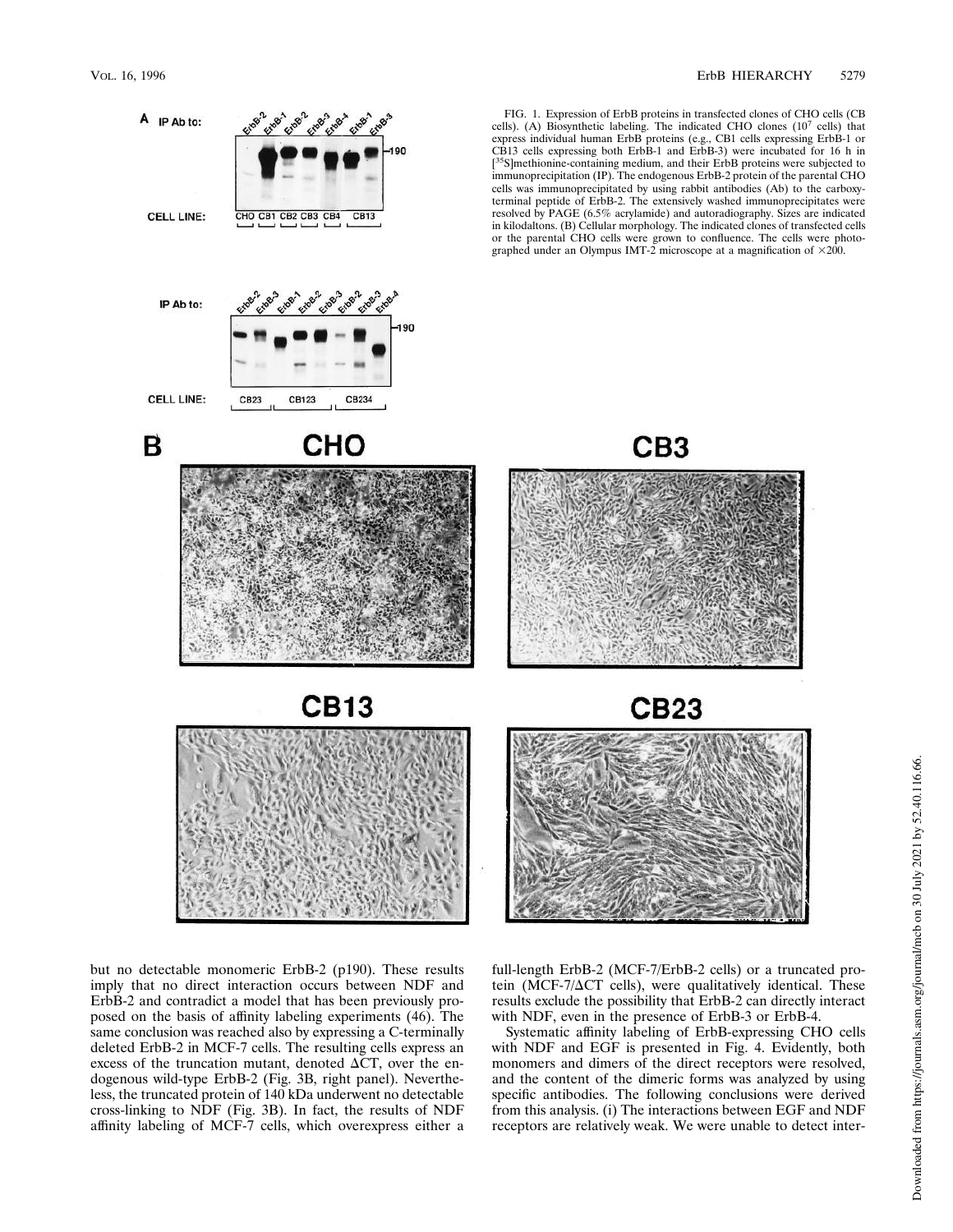FIG. 1. Expression of ErbB proteins in transfected clones of CHO cells (CB cells). (A) Biosynthetic labeling. The indicated CHO clones ($10^7$ cells) that express individual human ErbB proteins (e.g., CB1 cells expressing ErbB-1 or CB13 cells expressing both ErbB-1 and ErbB-3) were incubated for 16 h in [$^{35}$S]methionine-containing medium, and their ErbB proteins were subjected to immunoprecipitation (IP). The endogenous ErbB-2 protein of the parental CHO cells was immunoprecipitated by using rabbit antibodies (Ab) to the carboxy-terminal peptide of ErbB-2. The extensively washed immunoprecipitates were resolved by PAGE (6.5% acrylamide) and autoradiography. Sizes are indicated in kilodaltons. (B) Cellular morphology. The indicated clones of transfected cells or the parental CHO cells were grown to confluence. The cells were photographed under an Olympus IMT-2 microscope at a magnification of ×200.

but no detectable monomeric ErbB-2 (p190). These results imply that no direct interaction occurs between NDF and ErbB-2 and contradict a model that has been previously proposed on the basis of affinity labeling experiments (46). The same conclusion was reached also by expressing a C-terminally deleted ErbB-2 in MCF-7 cells. The resulting cells express an excess of the truncation mutant, denoted ΔCT, over the endogenous wild-type ErbB-2 (Fig. 3B, right panel). Nevertheless, the truncated protein of 140 kDa underwent no detectable cross-linking to NDF (Fig. 3B). In fact, the results of NDF affinity labeling of MCF-7 cells, which overexpress either a full-length ErbB-2 (MCF-7/ErbB-2 cells) or a truncated protein (MCF-7/ΔCT cells), were qualitatively identical. These results exclude the possibility that ErbB-2 can directly interact with NDF, even in the presence of ErbB-3 or ErbB-4.

Systematic affinity labeling of ErbB-expressing CHO cells with NDF and EGF is presented in Fig. 4. Evidently, both monomers and dimers of the direct receptors were resolved, and the content of the dimeric forms was analyzed by using specific antibodies. The following conclusions were derived from this analysis. (i) The interactions between EGF and NDF receptors are relatively weak. We were unable to detect inter-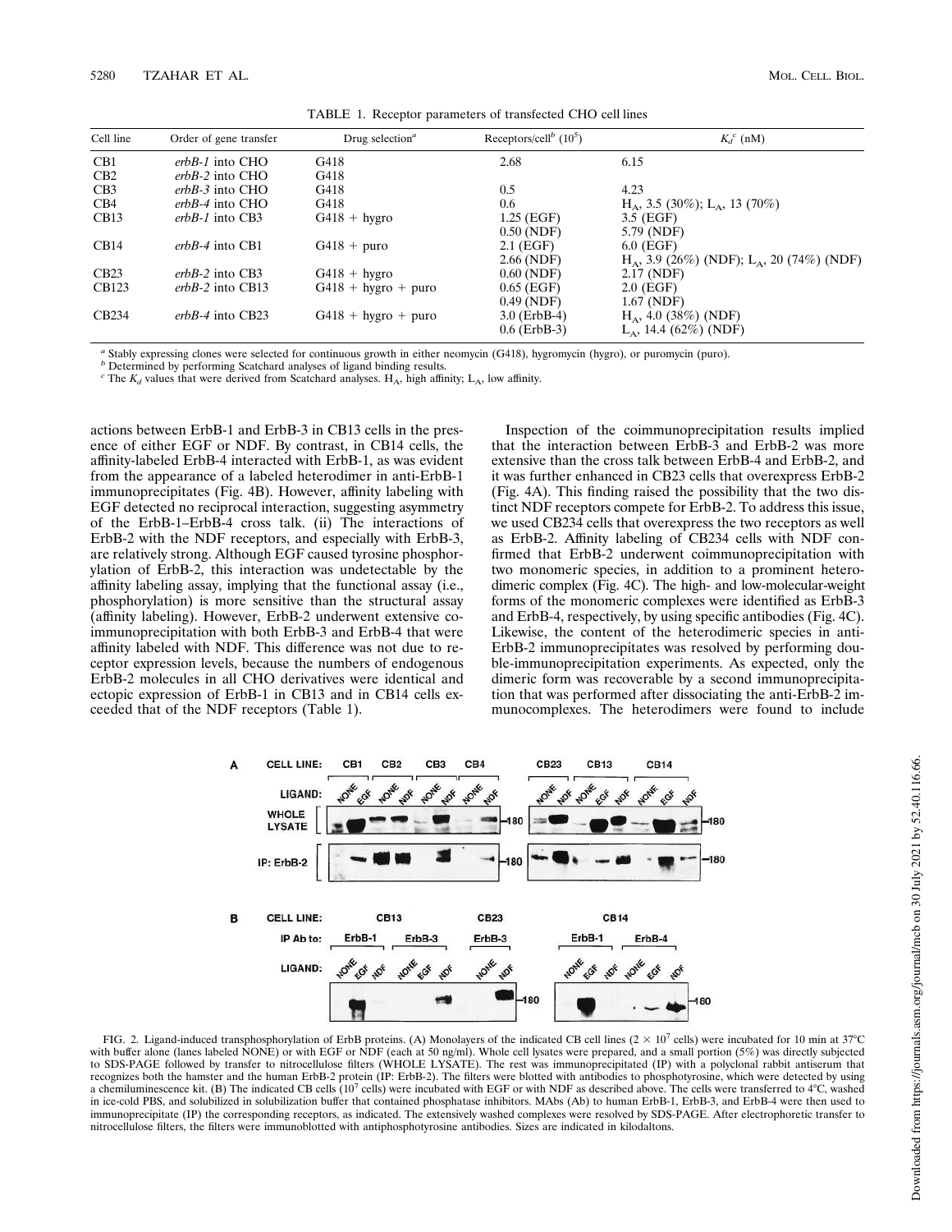TABLE 1. Receptor parameters of transfected CHO cell lines

| Cell line | Order of gene transfer | Drug selection[a] | Receptors/cell[b] ($10^5$) | $K_d$[c] (nM) |
|---|---|---|---|---|
| CB1 | *erbB-1* into CHO | G418 | 2.68 | 6.15 |
| CB2 | *erbB-2* into CHO | G418 | | |
| CB3 | *erbB-3* into CHO | G418 | 0.5 | 4.23 |
| CB4 | *erbB-4* into CHO | G418 | 0.6 | $H_A$, 3.5 (30%); $L_A$, 13 (70%) |
| CB13 | *erbB-1* into CB3 | G418 + hygro | 1.25 (EGF)<br>0.50 (NDF) | 3.5 (EGF)<br>5.79 (NDF) |
| CB14 | *erbB-4* into CB1 | G418 + puro | 2.1 (EGF)<br>2.66 (NDF) | 6.0 (EGF)<br>$H_A$, 3.9 (26%) (NDF); $L_A$, 20 (74%) (NDF) |
| CB23 | *erbB-2* into CB3 | G418 + hygro | 0.60 (NDF) | 2.17 (NDF) |
| CB123 | *erbB-2* into CB13 | G418 + hygro + puro | 0.65 (EGF)<br>0.49 (NDF) | 2.0 (EGF)<br>1.67 (NDF) |
| CB234 | *erbB-4* into CB23 | G418 + hygro + puro | 3.0 (ErbB-4)<br>0.6 (ErbB-3) | $H_A$, 4.0 (38%) (NDF)<br>$L_A$, 14.4 (62%) (NDF) |

[a] Stably expressing clones were selected for continuous growth in either neomycin (G418), hygromycin (hygro), or puromycin (puro).
[b] Determined by performing Scatchard analyses of ligand binding results.
[c] The $K_d$ values that were derived from Scatchard analyses. $H_A$, high affinity; $L_A$, low affinity.

actions between ErbB-1 and ErbB-3 in CB13 cells in the presence of either EGF or NDF. By contrast, in CB14 cells, the affinity-labeled ErbB-4 interacted with ErbB-1, as was evident from the appearance of a labeled heterodimer in anti-ErbB-1 immunoprecipitates (Fig. 4B). However, affinity labeling with EGF detected no reciprocal interaction, suggesting asymmetry of the ErbB-1–ErbB-4 cross talk. (ii) The interactions of ErbB-2 with the NDF receptors, and especially with ErbB-3, are relatively strong. Although EGF caused tyrosine phosphorylation of ErbB-2, this interaction was undetectable by the affinity labeling assay, implying that the functional assay (i.e., phosphorylation) is more sensitive than the structural assay (affinity labeling). However, ErbB-2 underwent extensive coimmunoprecipitation with both ErbB-3 and ErbB-4 that were affinity labeled with NDF. This difference was not due to receptor expression levels, because the numbers of endogenous ErbB-2 molecules in all CHO derivatives were identical and ectopic expression of ErbB-1 in CB13 and in CB14 cells exceeded that of the NDF receptors (Table 1).

Inspection of the coimmunoprecipitation results implied that the interaction between ErbB-3 and ErbB-2 was more extensive than the cross talk between ErbB-4 and ErbB-2, and it was further enhanced in CB23 cells that overexpress ErbB-2 (Fig. 4A). This finding raised the possibility that the two distinct NDF receptors compete for ErbB-2. To address this issue, we used CB234 cells that overexpress the two receptors as well as ErbB-2. Affinity labeling of CB234 cells with NDF confirmed that ErbB-2 underwent coimmunoprecipitation with two monomeric species, in addition to a prominent heterodimeric complex (Fig. 4C). The high- and low-molecular-weight forms of the monomeric complexes were identified as ErbB-3 and ErbB-4, respectively, by using specific antibodies (Fig. 4C). Likewise, the content of the heterodimeric species in anti-ErbB-2 immunoprecipitates was resolved by performing double-immunoprecipitation experiments. As expected, only the dimeric form was recoverable by a second immunoprecipitation that was performed after dissociating the anti-ErbB-2 immunocomplexes. The heterodimers were found to include

FIG. 2. Ligand-induced transphosphorylation of ErbB proteins. (A) Monolayers of the indicated CB cell lines ($2 \times 10^7$ cells) were incubated for 10 min at 37°C with buffer alone (lanes labeled NONE) or with EGF or NDF (each at 50 ng/ml). Whole cell lysates were prepared, and a small portion (5%) was directly subjected to SDS-PAGE followed by transfer to nitrocellulose filters (WHOLE LYSATE). The rest was immunoprecipitated (IP) with a polyclonal rabbit antiserum that recognizes both the hamster and the human ErbB-2 protein (IP: ErbB-2). The filters were blotted with antibodies to phosphotyrosine, which were detected by using a chemiluminescence kit. (B) The indicated CB cells ($10^7$ cells) were incubated with EGF or with NDF as described above. The cells were transferred to 4°C, washed in ice-cold PBS, and solubilized in solubilization buffer that contained phosphatase inhibitors. MAbs (Ab) to human ErbB-1, ErbB-3, and ErbB-4 were then used to immunoprecipitate (IP) the corresponding receptors, as indicated. The extensively washed complexes were resolved by SDS-PAGE. After electrophoretic transfer to nitrocellulose filters, the filters were immunoblotted with antiphosphotyrosine antibodies. Sizes are indicated in kilodaltons.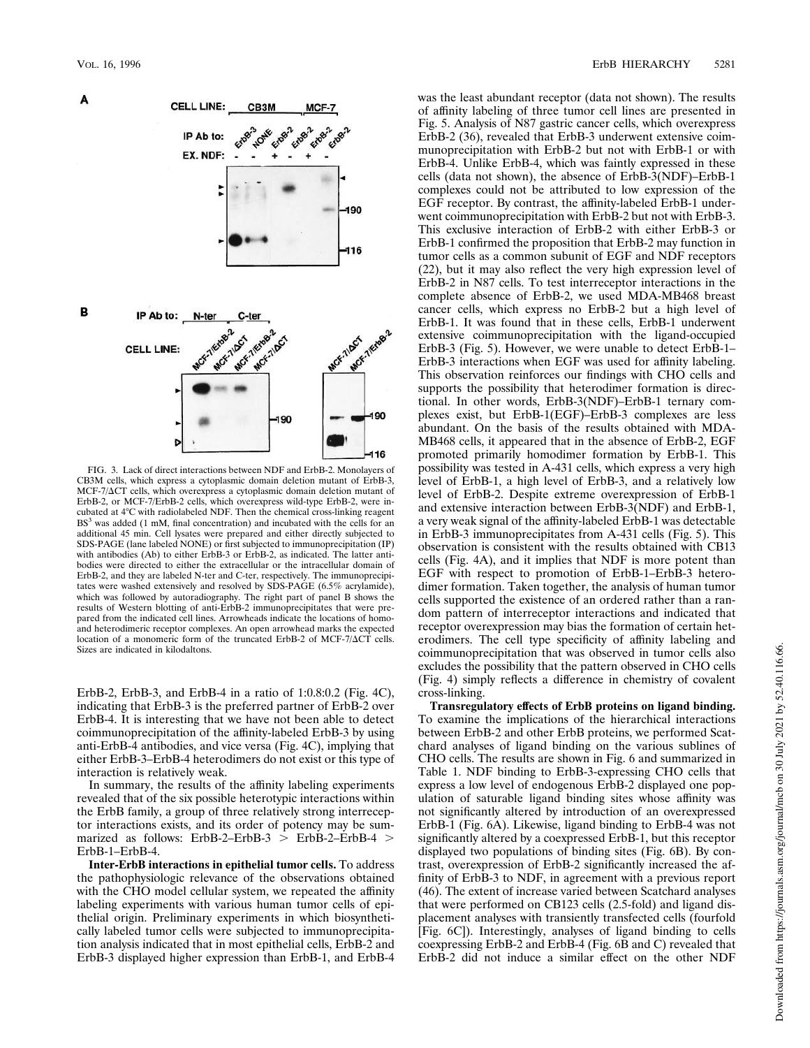FIG. 3. Lack of direct interactions between NDF and ErbB-2. Monolayers of CB3M cells, which express a cytoplasmic domain deletion mutant of ErbB-3, MCF-7/ΔCT cells, which overexpress a cytoplasmic domain deletion mutant of ErbB-2, or MCF-7/ErbB-2 cells, which overexpress wild-type ErbB-2, were incubated at 4°C with radiolabeled NDF. Then the chemical cross-linking reagent BS[3] was added (1 mM, final concentration) and incubated with the cells for an additional 45 min. Cell lysates were prepared and either directly subjected to SDS-PAGE (lane labeled NONE) or first subjected to immunoprecipitation (IP) with antibodies (Ab) to either ErbB-3 or ErbB-2, as indicated. The latter antibodies were directed to either the extracellular or the intracellular domain of ErbB-2, and they are labeled N-ter and C-ter, respectively. The immunoprecipitates were washed extensively and resolved by SDS-PAGE (6.5% acrylamide), which was followed by autoradiography. The right part of panel B shows the results of Western blotting of anti-ErbB-2 immunoprecipitates that were prepared from the indicated cell lines. Arrowheads indicate the locations of homo- and heterodimeric receptor complexes. An open arrowhead marks the expected location of a monomeric form of the truncated ErbB-2 of MCF-7/ΔCT cells. Sizes are indicated in kilodaltons.

ErbB-2, ErbB-3, and ErbB-4 in a ratio of 1:0.8:0.2 (Fig. 4C), indicating that ErbB-3 is the preferred partner of ErbB-2 over ErbB-4. It is interesting that we have not been able to detect coimmunoprecipitation of the affinity-labeled ErbB-3 by using anti-ErbB-4 antibodies, and vice versa (Fig. 4C), implying that either ErbB-3–ErbB-4 heterodimers do not exist or this type of interaction is relatively weak.

In summary, the results of the affinity labeling experiments revealed that of the six possible heterotypic interactions within the ErbB family, a group of three relatively strong interreceptor interactions exists, and its order of potency may be summarized as follows: ErbB-2–ErbB-3 > ErbB-2–ErbB-4 > ErbB-1–ErbB-4.

**Inter-ErbB interactions in epithelial tumor cells.** To address the pathophysiologic relevance of the observations obtained with the CHO model cellular system, we repeated the affinity labeling experiments with various human tumor cells of epithelial origin. Preliminary experiments in which biosynthetically labeled tumor cells were subjected to immunoprecipitation analysis indicated that in most epithelial cells, ErbB-2 and ErbB-3 displayed higher expression than ErbB-1, and ErbB-4 was the least abundant receptor (data not shown). The results of affinity labeling of three tumor cell lines are presented in Fig. 5. Analysis of N87 gastric cancer cells, which overexpress ErbB-2 (36), revealed that ErbB-3 underwent extensive coimmunoprecipitation with ErbB-2 but not with ErbB-1 or with ErbB-4. Unlike ErbB-4, which was faintly expressed in these cells (data not shown), the absence of ErbB-3(NDF)–ErbB-1 complexes could not be attributed to low expression of the EGF receptor. By contrast, the affinity-labeled ErbB-1 underwent coimmunoprecipitation with ErbB-2 but not with ErbB-3. This exclusive interaction of ErbB-2 with either ErbB-3 or ErbB-1 confirmed the proposition that ErbB-2 may function in tumor cells as a common subunit of EGF and NDF receptors (22), but it may also reflect the very high expression level of ErbB-2 in N87 cells. To test interreceptor interactions in the complete absence of ErbB-2, we used MDA-MB468 breast cancer cells, which express no ErbB-2 but a high level of ErbB-1. It was found that in these cells, ErbB-1 underwent extensive coimmunoprecipitation with the ligand-occupied ErbB-3 (Fig. 5). However, we were unable to detect ErbB-1–ErbB-3 interactions when EGF was used for affinity labeling. This observation reinforces our findings with CHO cells and supports the possibility that heterodimer formation is directional. In other words, ErbB-3(NDF)–ErbB-1 ternary complexes exist, but ErbB-1(EGF)–ErbB-3 complexes are less abundant. On the basis of the results obtained with MDA-MB468 cells, it appeared that in the absence of ErbB-2, EGF promoted primarily homodimer formation by ErbB-1. This possibility was tested in A-431 cells, which express a very high level of ErbB-1, a high level of ErbB-3, and a relatively low level of ErbB-2. Despite extreme overexpression of ErbB-1 and extensive interaction between ErbB-3(NDF) and ErbB-1, a very weak signal of the affinity-labeled ErbB-1 was detectable in ErbB-3 immunoprecipitates from A-431 cells (Fig. 5). This observation is consistent with the results obtained with CB13 cells (Fig. 4A), and it implies that NDF is more potent than EGF with respect to promotion of ErbB-1–ErbB-3 heterodimer formation. Taken together, the analysis of human tumor cells supported the existence of an ordered rather than a random pattern of interreceptor interactions and indicated that receptor overexpression may bias the formation of certain heterodimers. The cell type specificity of affinity labeling and coimmunoprecipitation that was observed in tumor cells also excludes the possibility that the pattern observed in CHO cells (Fig. 4) simply reflects a difference in chemistry of covalent cross-linking.

**Transregulatory effects of ErbB proteins on ligand binding.** To examine the implications of the hierarchical interactions between ErbB-2 and other ErbB proteins, we performed Scatchard analyses of ligand binding on the various sublines of CHO cells. The results are shown in Fig. 6 and summarized in Table 1. NDF binding to ErbB-3-expressing CHO cells that express a low level of endogenous ErbB-2 displayed one population of saturable ligand binding sites whose affinity was not significantly altered by introduction of an overexpressed ErbB-1 (Fig. 6A). Likewise, ligand binding to ErbB-4 was not significantly altered by a coexpressed ErbB-1, but this receptor displayed two populations of binding sites (Fig. 6B). By contrast, overexpression of ErbB-2 significantly increased the affinity of ErbB-3 to NDF, in agreement with a previous report (46). The extent of increase varied between Scatchard analyses that were performed on CB123 cells (2.5-fold) and ligand displacement analyses with transiently transfected cells (fourfold [Fig. 6C]). Interestingly, analyses of ligand binding to cells coexpressing ErbB-2 and ErbB-4 (Fig. 6B and C) revealed that ErbB-2 did not induce a similar effect on the other NDF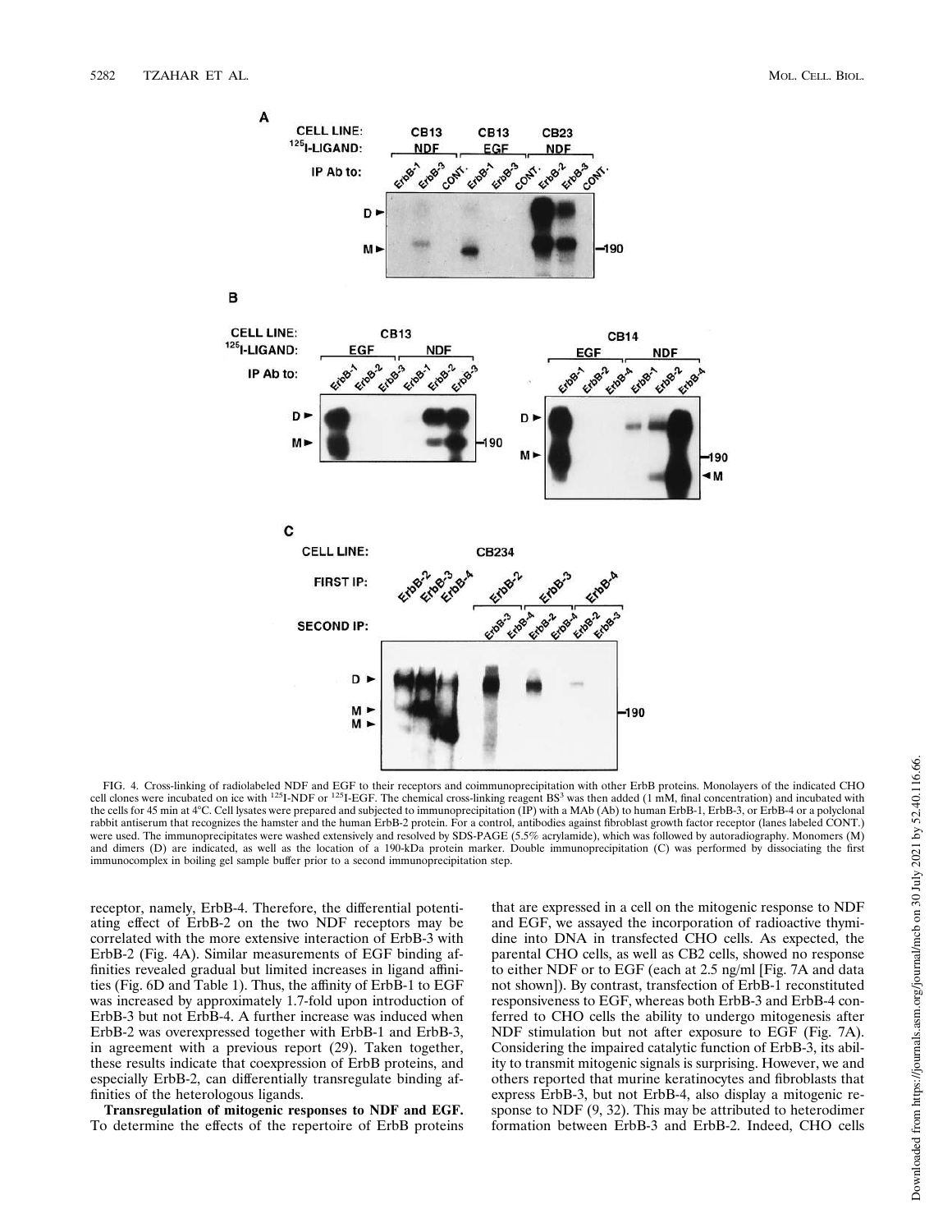FIG. 4. Cross-linking of radiolabeled NDF and EGF to their receptors and coimmunoprecipitation with other ErbB proteins. Monolayers of the indicated CHO cell clones were incubated on ice with $^{125}$I-NDF or $^{125}$I-EGF. The chemical cross-linking reagent BS$^3$ was then added (1 mM, final concentration) and incubated with the cells for 45 min at 4°C. Cell lysates were prepared and subjected to immunoprecipitation (IP) with a MAb (Ab) to human ErbB-1, ErbB-3, or ErbB-4 or a polyclonal rabbit antiserum that recognizes the hamster and the human ErbB-2 protein. For a control, antibodies against fibroblast growth factor receptor (lanes labeled CONT.) were used. The immunoprecipitates were washed extensively and resolved by SDS-PAGE (5.5% acrylamide), which was followed by autoradiography. Monomers (M) and dimers (D) are indicated, as well as the location of a 190-kDa protein marker. Double immunoprecipitation (C) was performed by dissociating the first immunocomplex in boiling gel sample buffer prior to a second immunoprecipitation step.

receptor, namely, ErbB-4. Therefore, the differential potentiating effect of ErbB-2 on the two NDF receptors may be correlated with the more extensive interaction of ErbB-3 with ErbB-2 (Fig. 4A). Similar measurements of EGF binding affinities revealed gradual but limited increases in ligand affinities (Fig. 6D and Table 1). Thus, the affinity of ErbB-1 to EGF was increased by approximately 1.7-fold upon introduction of ErbB-3 but not ErbB-4. A further increase was induced when ErbB-2 was overexpressed together with ErbB-1 and ErbB-3, in agreement with a previous report (29). Taken together, these results indicate that coexpression of ErbB proteins, and especially ErbB-2, can differentially transregulate binding affinities of the heterologous ligands.

**Transregulation of mitogenic responses to NDF and EGF.** To determine the effects of the repertoire of ErbB proteins that are expressed in a cell on the mitogenic response to NDF and EGF, we assayed the incorporation of radioactive thymidine into DNA in transfected CHO cells. As expected, the parental CHO cells, as well as CB2 cells, showed no response to either NDF or to EGF (each at 2.5 ng/ml [Fig. 7A and data not shown]). By contrast, transfection of ErbB-1 reconstituted responsiveness to EGF, whereas both ErbB-3 and ErbB-4 conferred to CHO cells the ability to undergo mitogenesis after NDF stimulation but not after exposure to EGF (Fig. 7A). Considering the impaired catalytic function of ErbB-3, its ability to transmit mitogenic signals is surprising. However, we and others reported that murine keratinocytes and fibroblasts that express ErbB-3, but not ErbB-4, also display a mitogenic response to NDF (9, 32). This may be attributed to heterodimer formation between ErbB-3 and ErbB-2. Indeed, CHO cells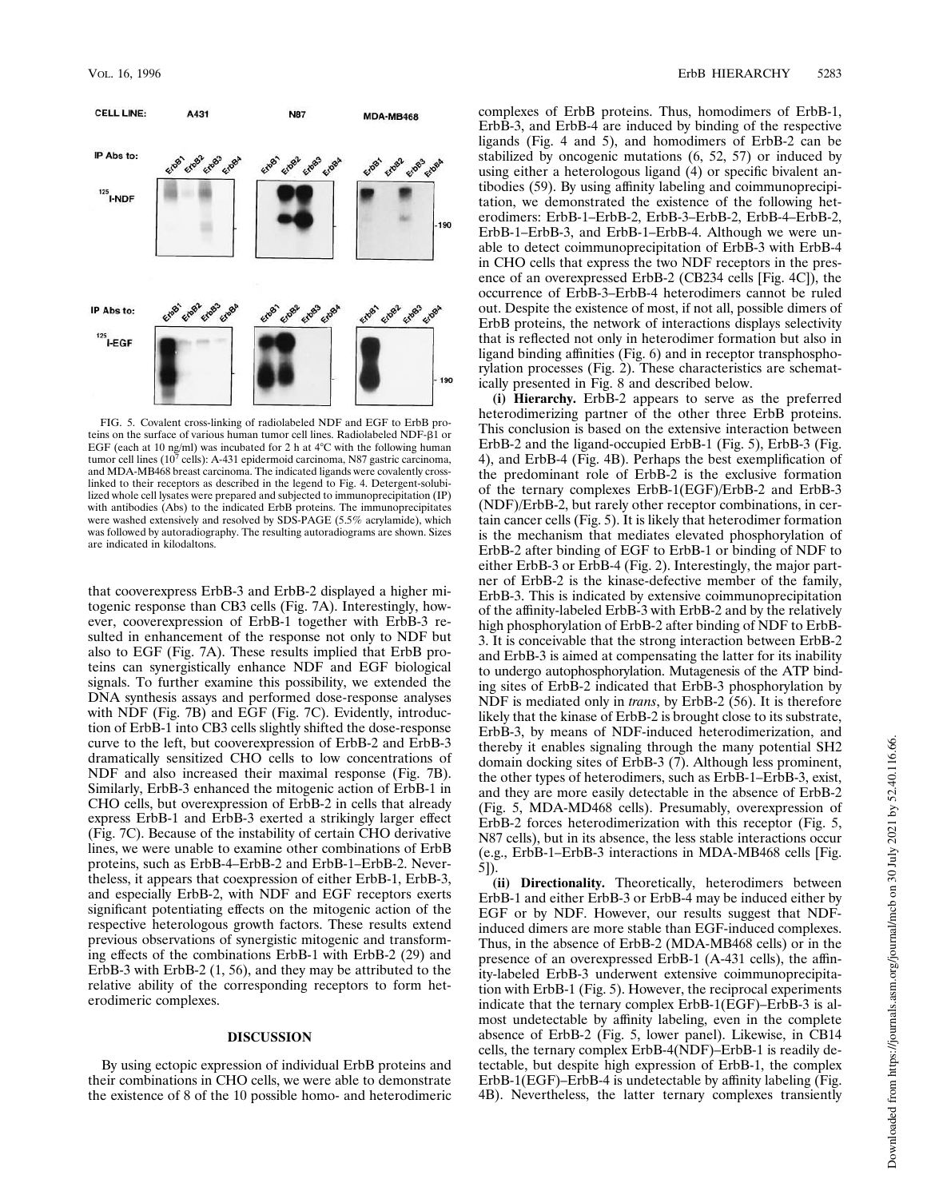FIG. 5. Covalent cross-linking of radiolabeled NDF and EGF to ErbB proteins on the surface of various human tumor cell lines. Radiolabeled NDF-β1 or EGF (each at 10 ng/ml) was incubated for 2 h at 4°C with the following human tumor cell lines ($10^7$ cells): A-431 epidermoid carcinoma, N87 gastric carcinoma, and MDA-MB468 breast carcinoma. The indicated ligands were covalently cross-linked to their receptors as described in the legend to Fig. 4. Detergent-solubilized whole cell lysates were prepared and subjected to immunoprecipitation (IP) with antibodies (Abs) to the indicated ErbB proteins. The immunoprecipitates were washed extensively and resolved by SDS-PAGE (5.5% acrylamide), which was followed by autoradiography. The resulting autoradiograms are shown. Sizes are indicated in kilodaltons.

that cooverexpress ErbB-3 and ErbB-2 displayed a higher mitogenic response than CB3 cells (Fig. 7A). Interestingly, however, cooverexpression of ErbB-1 together with ErbB-3 resulted in enhancement of the response not only to NDF but also to EGF (Fig. 7A). These results implied that ErbB proteins can synergistically enhance NDF and EGF biological signals. To further examine this possibility, we extended the DNA synthesis assays and performed dose-response analyses with NDF (Fig. 7B) and EGF (Fig. 7C). Evidently, introduction of ErbB-1 into CB3 cells slightly shifted the dose-response curve to the left, but cooverexpression of ErbB-2 and ErbB-3 dramatically sensitized CHO cells to low concentrations of NDF and also increased their maximal response (Fig. 7B). Similarly, ErbB-3 enhanced the mitogenic action of ErbB-1 in CHO cells, but overexpression of ErbB-2 in cells that already express ErbB-1 and ErbB-3 exerted a strikingly larger effect (Fig. 7C). Because of the instability of certain CHO derivative lines, we were unable to examine other combinations of ErbB proteins, such as ErbB-4–ErbB-2 and ErbB-1–ErbB-2. Nevertheless, it appears that coexpression of either ErbB-1, ErbB-3, and especially ErbB-2, with NDF and EGF receptors exerts significant potentiating effects on the mitogenic action of the respective heterologous growth factors. These results extend previous observations of synergistic mitogenic and transforming effects of the combinations ErbB-1 with ErbB-2 (29) and ErbB-3 with ErbB-2 (1, 56), and they may be attributed to the relative ability of the corresponding receptors to form heterodimeric complexes.

## DISCUSSION

By using ectopic expression of individual ErbB proteins and their combinations in CHO cells, we were able to demonstrate the existence of 8 of the 10 possible homo- and heterodimeric complexes of ErbB proteins. Thus, homodimers of ErbB-1, ErbB-3, and ErbB-4 are induced by binding of the respective ligands (Fig. 4 and 5), and homodimers of ErbB-2 can be stabilized by oncogenic mutations (6, 52, 57) or induced by using either a heterologous ligand (4) or specific bivalent antibodies (59). By using affinity labeling and coimmunoprecipitation, we demonstrated the existence of the following heterodimers: ErbB-1–ErbB-2, ErbB-3–ErbB-2, ErbB-4–ErbB-2, ErbB-1–ErbB-3, and ErbB-1–ErbB-4. Although we were unable to detect coimmunoprecipitation of ErbB-3 with ErbB-4 in CHO cells that express the two NDF receptors in the presence of an overexpressed ErbB-2 (CB234 cells [Fig. 4C]), the occurrence of ErbB-3–ErbB-4 heterodimers cannot be ruled out. Despite the existence of most, if not all, possible dimers of ErbB proteins, the network of interactions displays selectivity that is reflected not only in heterodimer formation but also in ligand binding affinities (Fig. 6) and in receptor transphosphorylation processes (Fig. 2). These characteristics are schematically presented in Fig. 8 and described below.

**(i) Hierarchy.** ErbB-2 appears to serve as the preferred heterodimerizing partner of the other three ErbB proteins. This conclusion is based on the extensive interaction between ErbB-2 and the ligand-occupied ErbB-1 (Fig. 5), ErbB-3 (Fig. 4), and ErbB-4 (Fig. 4B). Perhaps the best exemplification of the predominant role of ErbB-2 is the exclusive formation of the ternary complexes ErbB-1(EGF)/ErbB-2 and ErbB-3 (NDF)/ErbB-2, but rarely other receptor combinations, in certain cancer cells (Fig. 5). It is likely that heterodimer formation is the mechanism that mediates elevated phosphorylation of ErbB-2 after binding of EGF to ErbB-1 or binding of NDF to either ErbB-3 or ErbB-4 (Fig. 2). Interestingly, the major partner of ErbB-2 is the kinase-defective member of the family, ErbB-3. This is indicated by extensive coimmunoprecipitation of the affinity-labeled ErbB-3 with ErbB-2 and by the relatively high phosphorylation of ErbB-2 after binding of NDF to ErbB-3. It is conceivable that the strong interaction between ErbB-2 and ErbB-3 is aimed at compensating the latter for its inability to undergo autophosphorylation. Mutagenesis of the ATP binding sites of ErbB-2 indicated that ErbB-3 phosphorylation by NDF is mediated only in *trans*, by ErbB-2 (56). It is therefore likely that the kinase of ErbB-2 is brought close to its substrate, ErbB-3, by means of NDF-induced heterodimerization, and thereby it enables signaling through the many potential SH2 domain docking sites of ErbB-3 (7). Although less prominent, the other types of heterodimers, such as ErbB-1–ErbB-3, exist, and they are more easily detectable in the absence of ErbB-2 (Fig. 5, MDA-MD468 cells). Presumably, overexpression of ErbB-2 forces heterodimerization with this receptor (Fig. 5, N87 cells), but in its absence, the less stable interactions occur (e.g., ErbB-1–ErbB-3 interactions in MDA-MB468 cells [Fig. 5]).

**(ii) Directionality.** Theoretically, heterodimers between ErbB-1 and either ErbB-3 or ErbB-4 may be induced either by EGF or by NDF. However, our results suggest that NDF-induced dimers are more stable than EGF-induced complexes. Thus, in the absence of ErbB-2 (MDA-MB468 cells) or in the presence of an overexpressed ErbB-1 (A-431 cells), the affinity-labeled ErbB-3 underwent extensive coimmunoprecipitation with ErbB-1 (Fig. 5). However, the reciprocal experiments indicate that the ternary complex ErbB-1(EGF)–ErbB-3 is almost undetectable by affinity labeling, even in the complete absence of ErbB-2 (Fig. 5, lower panel). Likewise, in CB14 cells, the ternary complex ErbB-4(NDF)–ErbB-1 is readily detectable, but despite high expression of ErbB-1, the complex ErbB-1(EGF)–ErbB-4 is undetectable by affinity labeling (Fig. 4B). Nevertheless, the latter ternary complexes transiently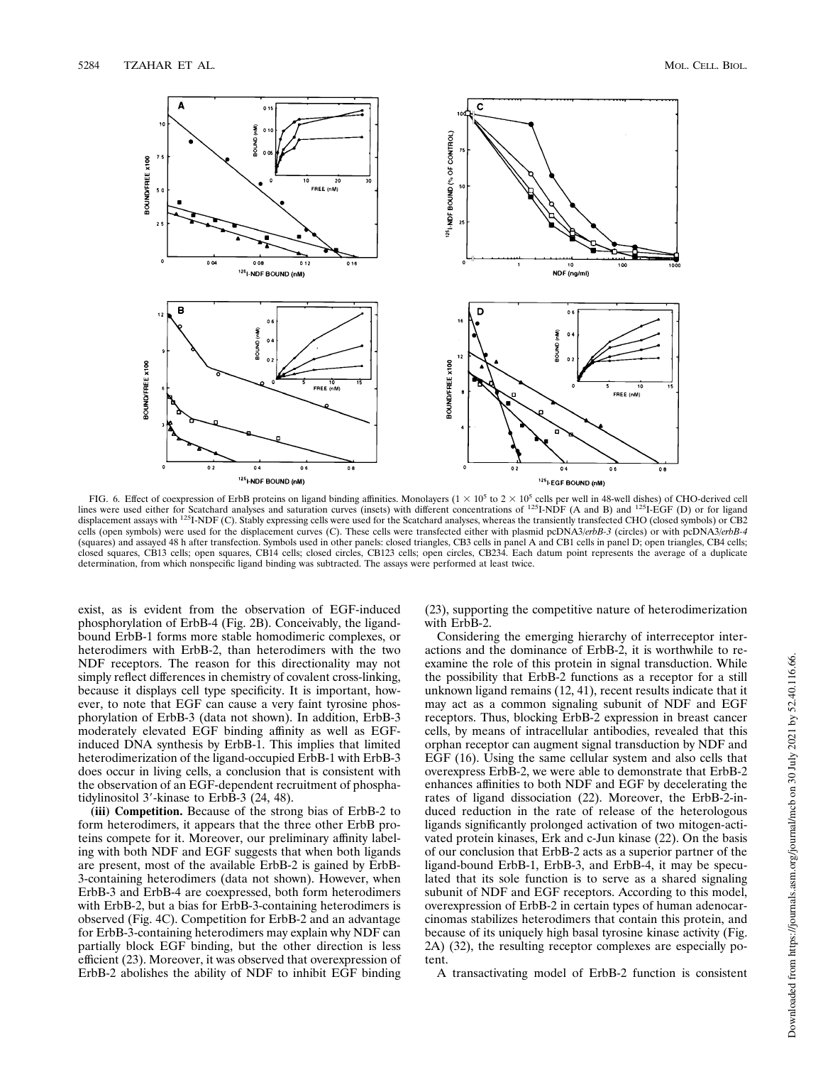FIG. 6. Effect of coexpression of ErbB proteins on ligand binding affinities. Monolayers ($1 \times 10^5$ to $2 \times 10^5$ cells per well in 48-well dishes) of CHO-derived cell lines were used either for Scatchard analyses and saturation curves (insets) with different concentrations of $^{125}$I-NDF (A and B) and $^{125}$I-EGF (D) or for ligand displacement assays with $^{125}$I-NDF (C). Stably expressing cells were used for the Scatchard analyses, whereas the transiently transfected CHO (closed symbols) or CB2 cells (open symbols) were used for the displacement curves (C). These cells were transfected either with plasmid pcDNA3/*erbB-3* (circles) or with pcDNA3/*erbB-4* (squares) and assayed 48 h after transfection. Symbols used in other panels: closed triangles, CB3 cells in panel A and CB1 cells in panel D; open triangles, CB4 cells; closed squares, CB13 cells; open squares, CB14 cells; closed circles, CB123 cells; open circles, CB234. Each datum point represents the average of a duplicate determination, from which nonspecific ligand binding was subtracted. The assays were performed at least twice.

exist, as is evident from the observation of EGF-induced phosphorylation of ErbB-4 (Fig. 2B). Conceivably, the ligand-bound ErbB-1 forms more stable homodimeric complexes, or heterodimers with ErbB-2, than heterodimers with the two NDF receptors. The reason for this directionality may not simply reflect differences in chemistry of covalent cross-linking, because it displays cell type specificity. It is important, however, to note that EGF can cause a very faint tyrosine phosphorylation of ErbB-3 (data not shown). In addition, ErbB-3 moderately elevated EGF binding affinity as well as EGF-induced DNA synthesis by ErbB-1. This implies that limited heterodimerization of the ligand-occupied ErbB-1 with ErbB-3 does occur in living cells, a conclusion that is consistent with the observation of an EGF-dependent recruitment of phosphatidylinositol 3′-kinase to ErbB-3 (24, 48).

**(iii) Competition.** Because of the strong bias of ErbB-2 to form heterodimers, it appears that the three other ErbB proteins compete for it. Moreover, our preliminary affinity labeling with both NDF and EGF suggests that when both ligands are present, most of the available ErbB-2 is gained by ErbB-3-containing heterodimers (data not shown). However, when ErbB-3 and ErbB-4 are coexpressed, both form heterodimers with ErbB-2, but a bias for ErbB-3-containing heterodimers is observed (Fig. 4C). Competition for ErbB-2 and an advantage for ErbB-3-containing heterodimers may explain why NDF can partially block EGF binding, but the other direction is less efficient (23). Moreover, it was observed that overexpression of ErbB-2 abolishes the ability of NDF to inhibit EGF binding (23), supporting the competitive nature of heterodimerization with ErbB-2.

Considering the emerging hierarchy of interreceptor interactions and the dominance of ErbB-2, it is worthwhile to reexamine the role of this protein in signal transduction. While the possibility that ErbB-2 functions as a receptor for a still unknown ligand remains (12, 41), recent results indicate that it may act as a common signaling subunit of NDF and EGF receptors. Thus, blocking ErbB-2 expression in breast cancer cells, by means of intracellular antibodies, revealed that this orphan receptor can augment signal transduction by NDF and EGF (16). Using the same cellular system and also cells that overexpress ErbB-2, we were able to demonstrate that ErbB-2 enhances affinities to both NDF and EGF by decelerating the rates of ligand dissociation (22). Moreover, the ErbB-2-induced reduction in the rate of release of the heterologous ligands significantly prolonged activation of two mitogen-activated protein kinases, Erk and c-Jun kinase (22). On the basis of our conclusion that ErbB-2 acts as a superior partner of the ligand-bound ErbB-1, ErbB-3, and ErbB-4, it may be speculated that its sole function is to serve as a shared signaling subunit of NDF and EGF receptors. According to this model, overexpression of ErbB-2 in certain types of human adenocarcinomas stabilizes heterodimers that contain this protein, and because of its uniquely high basal tyrosine kinase activity (Fig. 2A) (32), the resulting receptor complexes are especially potent.

A transactivating model of ErbB-2 function is consistent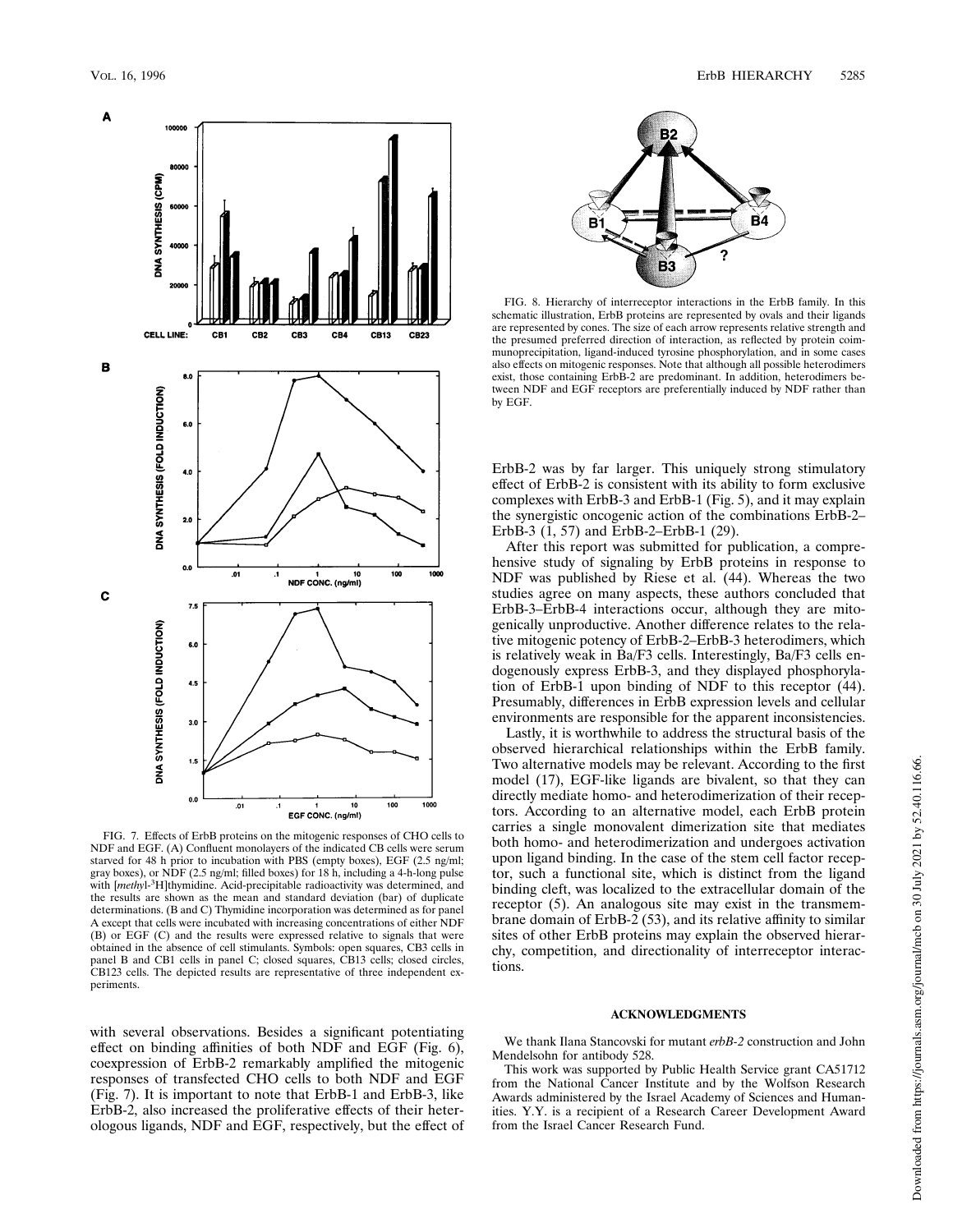FIG. 7. Effects of ErbB proteins on the mitogenic responses of CHO cells to NDF and EGF. (A) Confluent monolayers of the indicated CB cells were serum starved for 48 h prior to incubation with PBS (empty boxes), EGF (2.5 ng/ml; gray boxes), or NDF (2.5 ng/ml; filled boxes) for 18 h, including a 4-h-long pulse with [*methyl*-$^3$H]thymidine. Acid-precipitable radioactivity was determined, and the results are shown as the mean and standard deviation (bar) of duplicate determinations. (B and C) Thymidine incorporation was determined as for panel A except that cells were incubated with increasing concentrations of either NDF (B) or EGF (C) and the results were expressed relative to signals that were obtained in the absence of cell stimulants. Symbols: open squares, CB3 cells in panel B and CB1 cells in panel C; closed squares, CB13 cells; closed circles, CB123 cells. The depicted results are representative of three independent experiments.

with several observations. Besides a significant potentiating effect on binding affinities of both NDF and EGF (Fig. 6), coexpression of ErbB-2 remarkably amplified the mitogenic responses of transfected CHO cells to both NDF and EGF (Fig. 7). It is important to note that ErbB-1 and ErbB-3, like ErbB-2, also increased the proliferative effects of their heterologous ligands, NDF and EGF, respectively, but the effect of ErbB-2 was by far larger. This uniquely strong stimulatory effect of ErbB-2 is consistent with its ability to form exclusive complexes with ErbB-3 and ErbB-1 (Fig. 5), and it may explain the synergistic oncogenic action of the combinations ErbB-2–ErbB-3 (1, 57) and ErbB-2–ErbB-1 (29).

FIG. 8. Hierarchy of interreceptor interactions in the ErbB family. In this schematic illustration, ErbB proteins are represented by ovals and their ligands are represented by cones. The size of each arrow represents relative strength and the presumed preferred direction of interaction, as reflected by protein coimmunoprecipitation, ligand-induced tyrosine phosphorylation, and in some cases also effects on mitogenic responses. Note that although all possible heterodimers exist, those containing ErbB-2 are predominant. In addition, heterodimers between NDF and EGF receptors are preferentially induced by NDF rather than by EGF.

After this report was submitted for publication, a comprehensive study of signaling by ErbB proteins in response to NDF was published by Riese et al. (44). Whereas the two studies agree on many aspects, these authors concluded that ErbB-3–ErbB-4 interactions occur, although they are mitogenically unproductive. Another difference relates to the relative mitogenic potency of ErbB-2–ErbB-3 heterodimers, which is relatively weak in Ba/F3 cells. Interestingly, Ba/F3 cells endogenously express ErbB-3, and they displayed phosphorylation of ErbB-1 upon binding of NDF to this receptor (44). Presumably, differences in ErbB expression levels and cellular environments are responsible for the apparent inconsistencies.

Lastly, it is worthwhile to address the structural basis of the observed hierarchical relationships within the ErbB family. Two alternative models may be relevant. According to the first model (17), EGF-like ligands are bivalent, so that they can directly mediate homo- and heterodimerization of their receptors. According to an alternative model, each ErbB protein carries a single monovalent dimerization site that mediates both homo- and heterodimerization and undergoes activation upon ligand binding. In the case of the stem cell factor receptor, such a functional site, which is distinct from the ligand binding cleft, was localized to the extracellular domain of the receptor (5). An analogous site may exist in the transmembrane domain of ErbB-2 (53), and its relative affinity to similar sites of other ErbB proteins may explain the observed hierarchy, competition, and directionality of interreceptor interactions.

## ACKNOWLEDGMENTS

We thank Ilana Stancovski for mutant *erbB-2* construction and John Mendelsohn for antibody 528.

This work was supported by Public Health Service grant CA51712 from the National Cancer Institute and by the Wolfson Research Awards administered by the Israel Academy of Sciences and Humanities. Y.Y. is a recipient of a Research Career Development Award from the Israel Cancer Research Fund.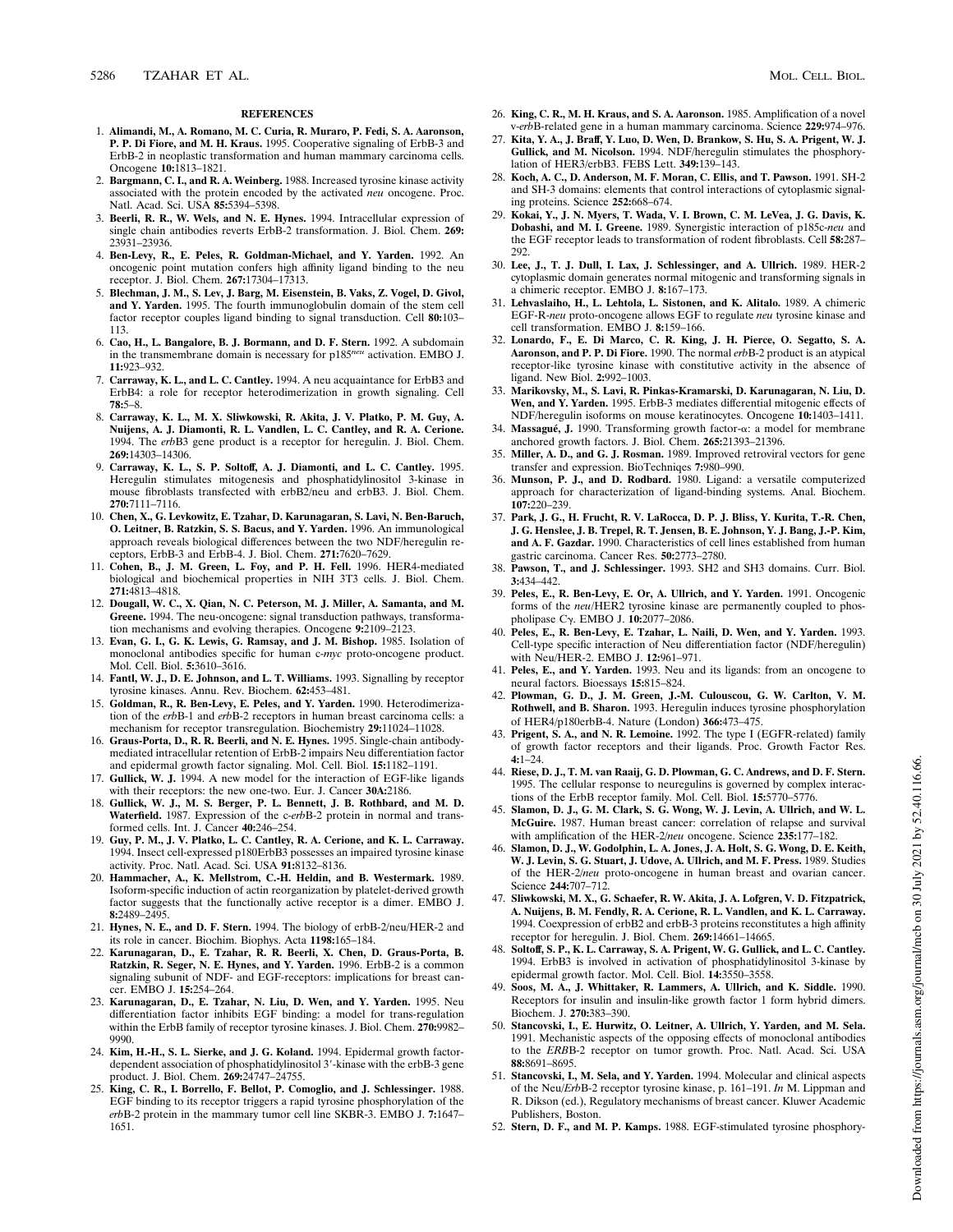## REFERENCES

1. **Alimandi, M., A. Romano, M. C. Curia, R. Muraro, P. Fedi, S. A. Aaronson, P. P. Di Fiore, and M. H. Kraus.** 1995. Cooperative signaling of ErbB-3 and ErbB-2 in neoplastic transformation and human mammary carcinoma cells. Oncogene **10:**1813–1821.
2. **Bargmann, C. I., and R. A. Weinberg.** 1988. Increased tyrosine kinase activity associated with the protein encoded by the activated *neu* oncogene. Proc. Natl. Acad. Sci. USA **85:**5394–5398.
3. **Beerli, R. R., W. Wels, and N. E. Hynes.** 1994. Intracellular expression of single chain antibodies reverts ErbB-2 transformation. J. Biol. Chem. **269:** 23931–23936.
4. **Ben-Levy, R., E. Peles, R. Goldman-Michael, and Y. Yarden.** 1992. An oncogenic point mutation confers high affinity ligand binding to the neu receptor. J. Biol. Chem. **267:**17304–17313.
5. **Blechman, J. M., S. Lev, J. Barg, M. Eisenstein, B. Vaks, Z. Vogel, D. Givol, and Y. Yarden.** 1995. The fourth immunoglobulin domain of the stem cell factor receptor couples ligand binding to signal transduction. Cell **80:**103–113.
6. **Cao, H., L. Bangalore, B. J. Bormann, and D. F. Stern.** 1992. A subdomain in the transmembrane domain is necessary for p185*neu* activation. EMBO J. **11:**923–932.
7. **Carraway, K. L., and L. C. Cantley.** 1994. A neu acquaintance for ErbB3 and ErbB4: a role for receptor heterodimerization in growth signaling. Cell **78:**5–8.
8. **Carraway, K. L., M. X. Sliwkowski, R. Akita, J. V. Platko, P. M. Guy, A. Nuijens, A. J. Diamonti, R. L. Vandlen, L. C. Cantley, and R. A. Cerione.** 1994. The *erb*B3 gene product is a receptor for heregulin. J. Biol. Chem. **269:**14303–14306.
9. **Carraway, K. L., S. P. Soltoff, A. J. Diamonti, and L. C. Cantley.** 1995. Heregulin stimulates mitogenesis and phosphatidylinositol 3-kinase in mouse fibroblasts transfected with erbB2/neu and erbB3. J. Biol. Chem. **270:**7111–7116.
10. **Chen, X., G. Levkowitz, E. Tzahar, D. Karunagaran, S. Lavi, N. Ben-Baruch, O. Leitner, B. Ratzkin, S. S. Bacus, and Y. Yarden.** 1996. An immunological approach reveals biological differences between the two NDF/heregulin receptors, ErbB-3 and ErbB-4. J. Biol. Chem. **271:**7620–7629.
11. **Cohen, B., J. M. Green, L. Foy, and P. H. Fell.** 1996. HER4-mediated biological and biochemical properties in NIH 3T3 cells. J. Biol. Chem. **271:**4813–4818.
12. **Dougall, W. C., X. Qian, N. C. Peterson, M. J. Miller, A. Samanta, and M. Greene.** 1994. The neu-oncogene: signal transduction pathways, transformation mechanisms and evolving therapies. Oncogene **9:**2109–2123.
13. **Evan, G. I., G. K. Lewis, G. Ramsay, and J. M. Bishop.** 1985. Isolation of monoclonal antibodies specific for human c-*myc* proto-oncogene product. Mol. Cell. Biol. **5:**3610–3616.
14. **Fantl, W. J., D. E. Johnson, and L. T. Williams.** 1993. Signalling by receptor tyrosine kinases. Annu. Rev. Biochem. **62:**453–481.
15. **Goldman, R., R. Ben-Levy, E. Peles, and Y. Yarden.** 1990. Heterodimerization of the *erb*B-1 and *erb*B-2 receptors in human breast carcinoma cells: a mechanism for receptor transregulation. Biochemistry **29:**11024–11028.
16. **Graus-Porta, D., R. R. Beerli, and N. E. Hynes.** 1995. Single-chain antibody-mediated intracellular retention of ErbB-2 impairs Neu differentiation factor and epidermal growth factor signaling. Mol. Cell. Biol. **15:**1182–1191.
17. **Gullick, W. J.** 1994. A new model for the interaction of EGF-like ligands with their receptors: the new one-two. Eur. J. Cancer **30A:**2186.
18. **Gullick, W. J., M. S. Berger, P. L. Bennett, J. B. Rothbard, and M. D. Waterfield.** 1987. Expression of the c-*erb*B-2 protein in normal and transformed cells. Int. J. Cancer **40:**246–254.
19. **Guy, P. M., J. V. Platko, L. C. Cantley, R. A. Cerione, and K. L. Carraway.** 1994. Insect cell-expressed p180ErbB3 possesses an impaired tyrosine kinase activity. Proc. Natl. Acad. Sci. USA **91:**8132–8136.
20. **Hammacher, A., K. Mellstrom, C.-H. Heldin, and B. Westermark.** 1989. Isoform-specific induction of actin reorganization by platelet-derived growth factor suggests that the functionally active receptor is a dimer. EMBO J. **8:**2489–2495.
21. **Hynes, N. E., and D. F. Stern.** 1994. The biology of erbB-2/neu/HER-2 and its role in cancer. Biochim. Biophys. Acta **1198:**165–184.
22. **Karunagaran, D., E. Tzahar, R. R. Beerli, X. Chen, D. Graus-Porta, B. Ratzkin, R. Seger, N. E. Hynes, and Y. Yarden.** 1996. ErbB-2 is a common signaling subunit of NDF- and EGF-receptors: implications for breast cancer. EMBO J. **15:**254–264.
23. **Karunagaran, D., E. Tzahar, N. Liu, D. Wen, and Y. Yarden.** 1995. Neu differentiation factor inhibits EGF binding: a model for trans-regulation within the ErbB family of receptor tyrosine kinases. J. Biol. Chem. **270:**9982–9990.
24. **Kim, H.-H., S. L. Sierke, and J. G. Koland.** 1994. Epidermal growth factor-dependent association of phosphatidylinositol 3′-kinase with the erbB-3 gene product. J. Biol. Chem. **269:**24747–24755.
25. **King, C. R., I. Borrello, F. Bellot, P. Comoglio, and J. Schlessinger.** 1988. EGF binding to its receptor triggers a rapid tyrosine phosphorylation of the *erb*B-2 protein in the mammary tumor cell line SKBR-3. EMBO J. **7:**1647–1651.
26. **King, C. R., M. H. Kraus, and S. A. Aaronson.** 1985. Amplification of a novel v-*erb*B-related gene in a human mammary carcinoma. Science **229:**974–976.
27. **Kita, Y. A., J. Braff, Y. Luo, D. Wen, D. Brankow, S. Hu, S. A. Prigent, W. J. Gullick, and M. Nicolson.** 1994. NDF/heregulin stimulates the phosphorylation of HER3/erbB3. FEBS Lett. **349:**139–143.
28. **Koch, A. C., D. Anderson, M. F. Moran, C. Ellis, and T. Pawson.** 1991. SH-2 and SH-3 domains: elements that control interactions of cytoplasmic signaling proteins. Science **252:**668–674.
29. **Kokai, Y., J. N. Myers, T. Wada, V. I. Brown, C. M. LeVea, J. G. Davis, K. Dobashi, and M. I. Greene.** 1989. Synergistic interaction of p185c-*neu* and the EGF receptor leads to transformation of rodent fibroblasts. Cell **58:**287–292.
30. **Lee, J., T. J. Dull, I. Lax, J. Schlessinger, and A. Ullrich.** 1989. HER-2 cytoplasmic domain generates normal mitogenic and transforming signals in a chimeric receptor. EMBO J. **8:**167–173.
31. **Lehvaslaiho, H., L. Lehtola, L. Sistonen, and K. Alitalo.** 1989. A chimeric EGF-R-*neu* proto-oncogene allows EGF to regulate *neu* tyrosine kinase and cell transformation. EMBO J. **8:**159–166.
32. **Lonardo, F., E. Di Marco, C. R. King, J. H. Pierce, O. Segatto, S. A. Aaronson, and P. P. Di Fiore.** 1990. The normal *erb*B-2 product is an atypical receptor-like tyrosine kinase with constitutive activity in the absence of ligand. New Biol. **2:**992–1003.
33. **Marikovsky, M., S. Lavi, R. Pinkas-Kramarski, D. Karunagaran, D. Liu, D. Wen, and Y. Yarden.** 1995. ErbB-3 mediates differential mitogenic effects of NDF/heregulin isoforms on mouse keratinocytes. Oncogene **10:**1403–1411.
34. **Massagué, J.** 1990. Transforming growth factor-α: a model for membrane anchored growth factors. J. Biol. Chem. **265:**21393–21396.
35. **Miller, A. D., and G. J. Rosman.** 1989. Improved retroviral vectors for gene transfer and expression. BioTechniqes **7:**980–990.
36. **Munson, P. J., and D. Rodbard.** 1980. Ligand: a versatile computerized approach for characterization of ligand-binding systems. Anal. Biochem. **107:**220–239.
37. **Park, J. G., H. Frucht, R. V. LaRocca, D. P. J. Bliss, Y. Kurita, T.-R. Chen, J. G. Henslee, J. B. Trepel, R. T. Jensen, B. E. Johnson, Y. J. Bang, J.-P. Kim, and A. F. Gazdar.** 1990. Characteristics of cell lines established from human gastric carcinoma. Cancer Res. **50:**2773–2780.
38. **Pawson, T., and J. Schlessinger.** 1993. SH2 and SH3 domains. Curr. Biol. **3:**434–442.
39. **Peles, E., R. Ben-Levy, E. Or, A. Ullrich, and Y. Yarden.** 1991. Oncogenic forms of the *neu*/HER2 tyrosine kinase are permanently coupled to phospholipase Cγ. EMBO J. **10:**2077–2086.
40. **Peles, E., R. Ben-Levy, E. Tzahar, L. Naili, D. Wen, and Y. Yarden.** 1993. Cell-type specific interaction of Neu differentiation factor (NDF/heregulin) with Neu/HER-2. EMBO J. **12:**961–971.
41. **Peles, E., and Y. Yarden.** 1993. Neu and its ligands: from an oncogene to neural factors. Bioessays **15:**815–824.
42. **Plowman, G. D., J. M. Green, J.-M. Culouscou, G. W. Carlton, V. M. Rothwell, and B. Sharon.** 1993. Heregulin induces tyrosine phosphorylation of HER4/p180erbB-4. Nature (London) **366:**473–475.
43. **Prigent, S. A., and N. R. Lemoine.** 1992. The type I (EGFR-related) family of growth factor receptors and their ligands. Proc. Growth Factor Res. **4:**1–24.
44. **Riese, D. J., T. M. van Raaij, G. D. Plowman, G. C. Andrews, and D. F. Stern.** 1995. The cellular response to neuregulins is governed by complex interactions of the ErbB receptor family. Mol. Cell. Biol. **15:**5770–5776.
45. **Slamon, D. J., G. M. Clark, S. G. Wong, W. J. Levin, A. Ullrich, and W. L. McGuire.** 1987. Human breast cancer: correlation of relapse and survival with amplification of the HER-2/*neu* oncogene. Science **235:**177–182.
46. **Slamon, D. J., W. Godolphin, L. A. Jones, J. A. Holt, S. G. Wong, D. E. Keith, W. J. Levin, S. G. Stuart, J. Udove, A. Ullrich, and M. F. Press.** 1989. Studies of the HER-2/*neu* proto-oncogene in human breast and ovarian cancer. Science **244:**707–712.
47. **Sliwkowski, M. X., G. Schaefer, R. W. Akita, J. A. Lofgren, V. D. Fitzpatrick, A. Nuijens, B. M. Fendly, R. A. Cerione, R. L. Vandlen, and K. L. Carraway.** 1994. Coexpression of erbB2 and erbB3 proteins reconstitutes a high affinity receptor for heregulin. J. Biol. Chem. **269:**14661–14665.
48. **Soltoff, S. P., K. L. Carraway, S. A. Prigent, W. G. Gullick, and L. C. Cantley.** 1994. ErbB3 is involved in activation of phosphatidylinositol 3-kinase by epidermal growth factor. Mol. Cell. Biol. **14:**3550–3558.
49. **Soos, M. A., J. Whittaker, R. Lammers, A. Ullrich, and K. Siddle.** 1990. Receptors for insulin and insulin-like growth factor 1 form hybrid dimers. Biochem. J. **270:**383–390.
50. **Stancovski, I., E. Hurwitz, O. Leitner, A. Ullrich, Y. Yarden, and M. Sela.** 1991. Mechanistic aspects of the opposing effects of monoclonal antibodies to the *ERB*B-2 receptor on tumor growth. Proc. Natl. Acad. Sci. USA **88:**8691–8695.
51. **Stancovski, I., M. Sela, and Y. Yarden.** 1994. Molecular and clinical aspects of the Neu/*Erb*B-2 receptor tyrosine kinase, p. 161–191. *In* M. Lippman and R. Dikson (ed.), Regulatory mechanisms of breast cancer. Kluwer Academic Publishers, Boston.
52. **Stern, D. F., and M. P. Kamps.** 1988. EGF-stimulated tyrosine phosphory-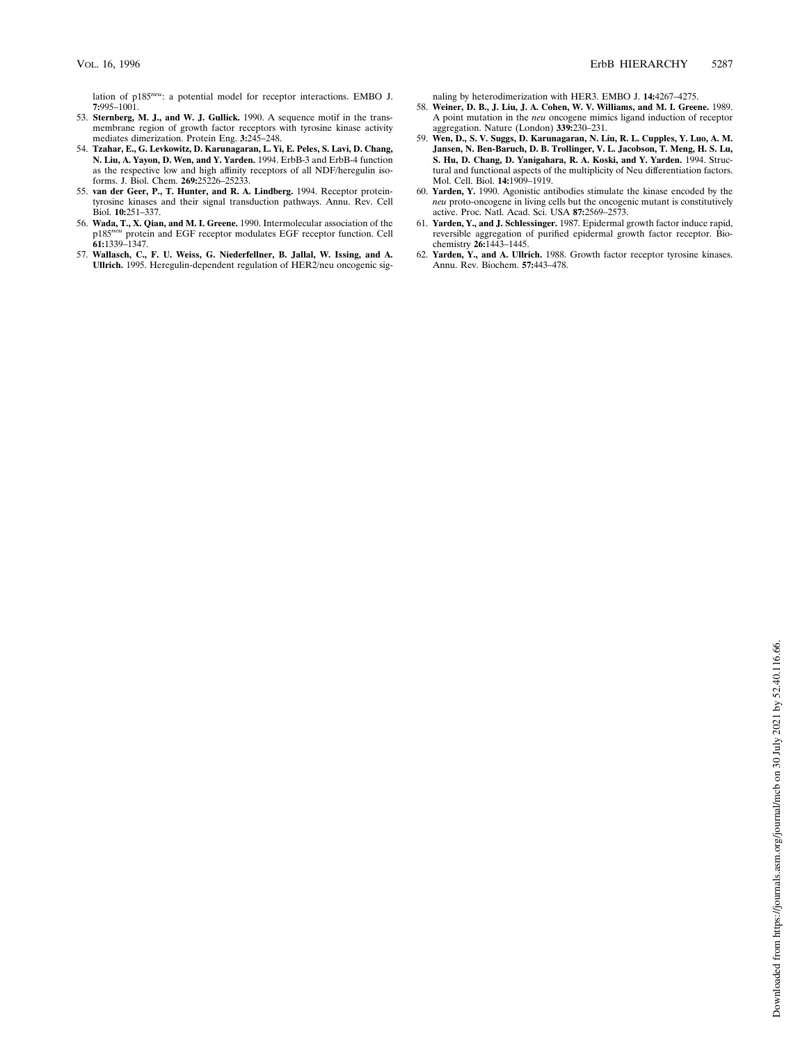lation of p185[neu]: a potential model for receptor interactions. EMBO J. **7:**995–1001.

53. **Sternberg, M. J., and W. J. Gullick.** 1990. A sequence motif in the transmembrane region of growth factor receptors with tyrosine kinase activity mediates dimerization. Protein Eng. **3:**245–248.
54. **Tzahar, E., G. Levkowitz, D. Karunagaran, L. Yi, E. Peles, S. Lavi, D. Chang, N. Liu, A. Yayon, D. Wen, and Y. Yarden.** 1994. ErbB-3 and ErbB-4 function as the respective low and high affinity receptors of all NDF/heregulin isoforms. J. Biol. Chem. **269:**25226–25233.
55. **van der Geer, P., T. Hunter, and R. A. Lindberg.** 1994. Receptor protein-tyrosine kinases and their signal transduction pathways. Annu. Rev. Cell Biol. **10:**251–337.
56. **Wada, T., X. Qian, and M. I. Greene.** 1990. Intermolecular association of the p185[neu] protein and EGF receptor modulates EGF receptor function. Cell **61:**1339–1347.
57. **Wallasch, C., F. U. Weiss, G. Niederfellner, B. Jallal, W. Issing, and A. Ullrich.** 1995. Heregulin-dependent regulation of HER2/neu oncogenic signaling by heterodimerization with HER3. EMBO J. **14:**4267–4275.
58. **Weiner, D. B., J. Liu, J. A. Cohen, W. V. Williams, and M. I. Greene.** 1989. A point mutation in the *neu* oncogene mimics ligand induction of receptor aggregation. Nature (London) **339:**230–231.
59. **Wen, D., S. V. Suggs, D. Karunagaran, N. Liu, R. L. Cupples, Y. Luo, A. M. Jansen, N. Ben-Baruch, D. B. Trollinger, V. L. Jacobson, T. Meng, H. S. Lu, S. Hu, D. Chang, D. Yanigahara, R. A. Koski, and Y. Yarden.** 1994. Structural and functional aspects of the multiplicity of Neu differentiation factors. Mol. Cell. Biol. **14:**1909–1919.
60. **Yarden, Y.** 1990. Agonistic antibodies stimulate the kinase encoded by the *neu* proto-oncogene in living cells but the oncogenic mutant is constitutively active. Proc. Natl. Acad. Sci. USA **87:**2569–2573.
61. **Yarden, Y., and J. Schlessinger.** 1987. Epidermal growth factor induce rapid, reversible aggregation of purified epidermal growth factor receptor. Biochemistry **26:**1443–1445.
62. **Yarden, Y., and A. Ullrich.** 1988. Growth factor receptor tyrosine kinases. Annu. Rev. Biochem. **57:**443–478.